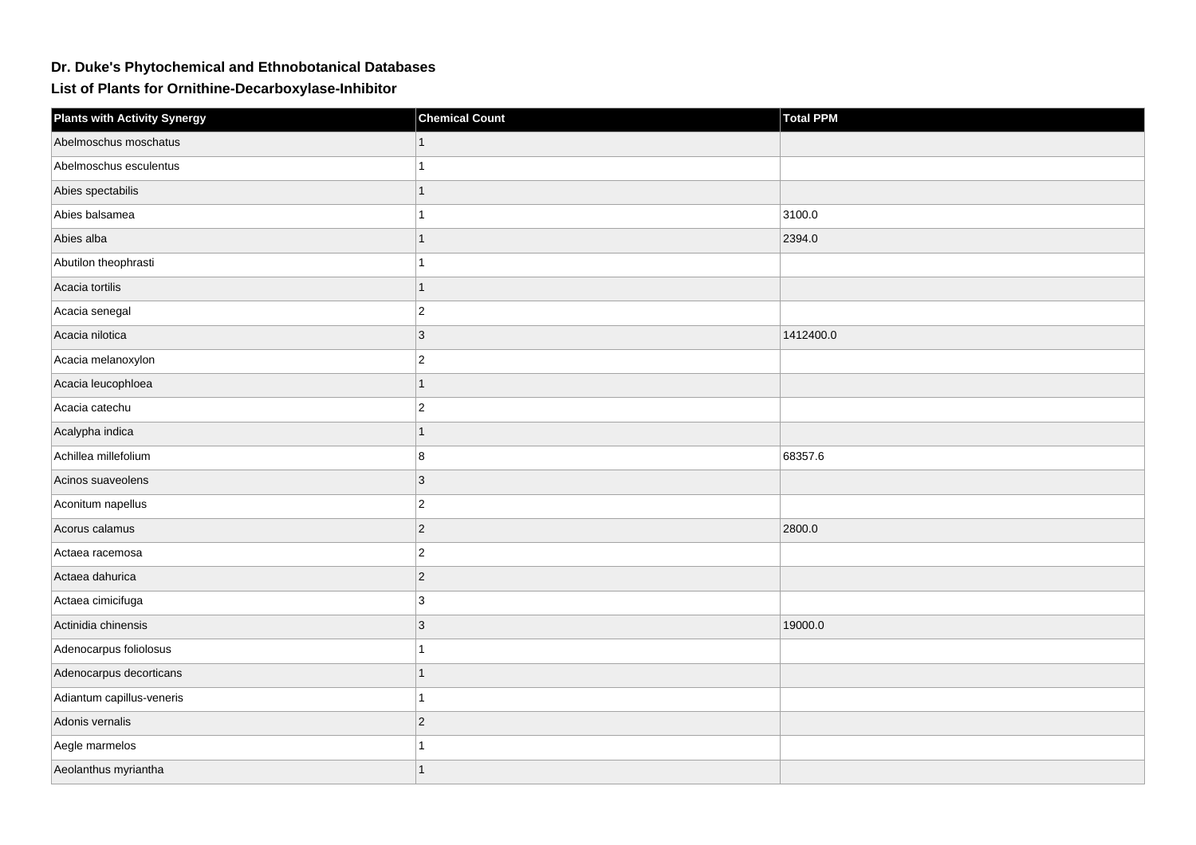# Dr. Duke's Phytochemical and Ethnobotanical Databases

## List of Plants for Ornithine-Decarboxylase-Inhibitor

| Plants with Activity Synergy | Chemical Count | Total PPM |
|---|---|---|
| Abelmoschus moschatus | 1 | |
| Abelmoschus esculentus | 1 | |
| Abies spectabilis | 1 | |
| Abies balsamea | 1 | 3100.0 |
| Abies alba | 1 | 2394.0 |
| Abutilon theophrasti | 1 | |
| Acacia tortilis | 1 | |
| Acacia senegal | 2 | |
| Acacia nilotica | 3 | 1412400.0 |
| Acacia melanoxylon | 2 | |
| Acacia leucophloea | 1 | |
| Acacia catechu | 2 | |
| Acalypha indica | 1 | |
| Achillea millefolium | 8 | 68357.6 |
| Acinos suaveolens | 3 | |
| Aconitum napellus | 2 | |
| Acorus calamus | 2 | 2800.0 |
| Actaea racemosa | 2 | |
| Actaea dahurica | 2 | |
| Actaea cimicifuga | 3 | |
| Actinidia chinensis | 3 | 19000.0 |
| Adenocarpus foliolosus | 1 | |
| Adenocarpus decorticans | 1 | |
| Adiantum capillus-veneris | 1 | |
| Adonis vernalis | 2 | |
| Aegle marmelos | 1 | |
| Aeolanthus myriantha | 1 | |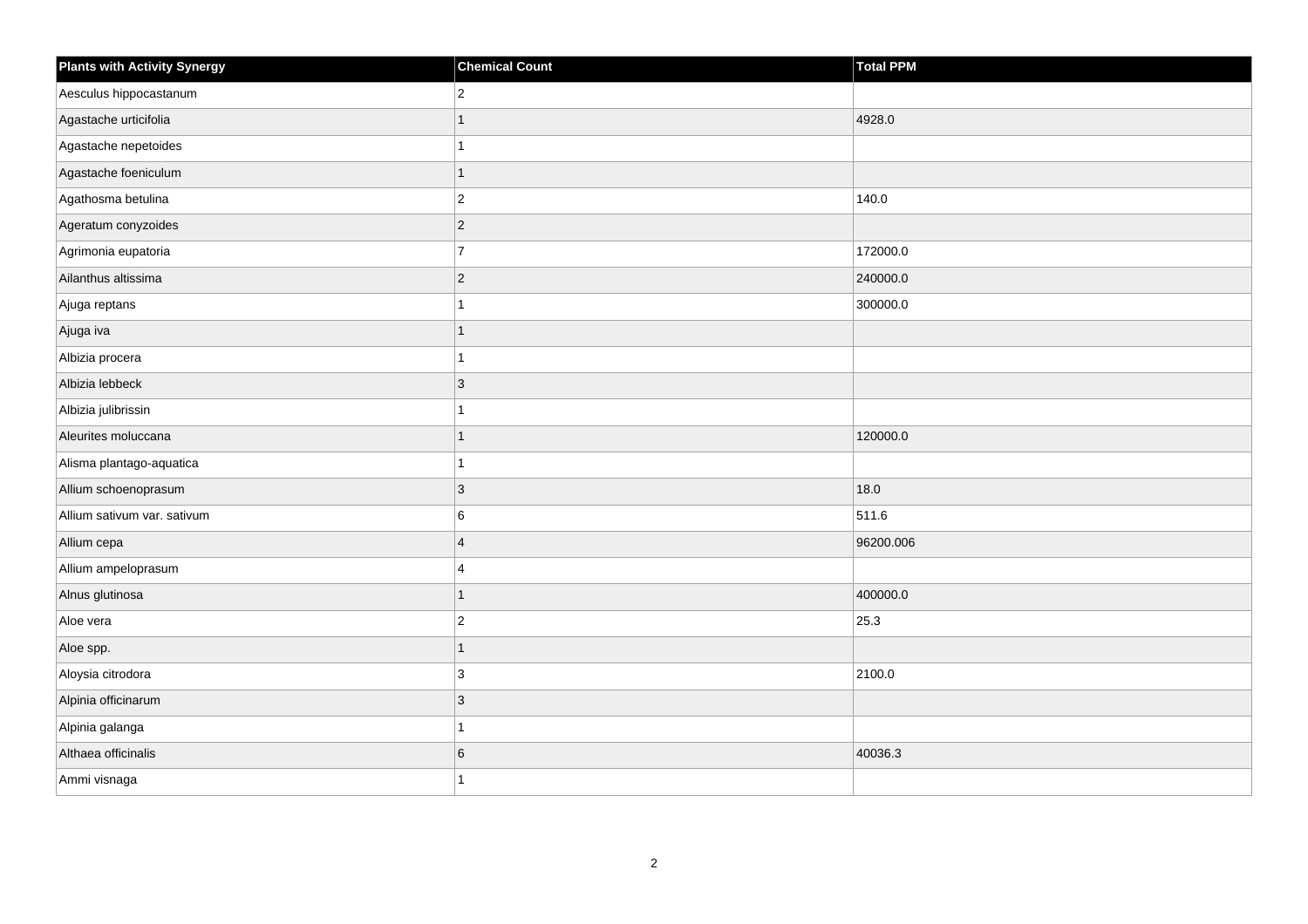| Plants with Activity Synergy | Chemical Count | Total PPM |
|---|---|---|
| Aesculus hippocastanum | 2 | |
| Agastache urticifolia | 1 | 4928.0 |
| Agastache nepetoides | 1 | |
| Agastache foeniculum | 1 | |
| Agathosma betulina | 2 | 140.0 |
| Ageratum conyzoides | 2 | |
| Agrimonia eupatoria | 7 | 172000.0 |
| Ailanthus altissima | 2 | 240000.0 |
| Ajuga reptans | 1 | 300000.0 |
| Ajuga iva | 1 | |
| Albizia procera | 1 | |
| Albizia lebbeck | 3 | |
| Albizia julibrissin | 1 | |
| Aleurites moluccana | 1 | 120000.0 |
| Alisma plantago-aquatica | 1 | |
| Allium schoenoprasum | 3 | 18.0 |
| Allium sativum var. sativum | 6 | 511.6 |
| Allium cepa | 4 | 96200.006 |
| Allium ampeloprasum | 4 | |
| Alnus glutinosa | 1 | 400000.0 |
| Aloe vera | 2 | 25.3 |
| Aloe spp. | 1 | |
| Aloysia citrodora | 3 | 2100.0 |
| Alpinia officinarum | 3 | |
| Alpinia galanga | 1 | |
| Althaea officinalis | 6 | 40036.3 |
| Ammi visnaga | 1 | |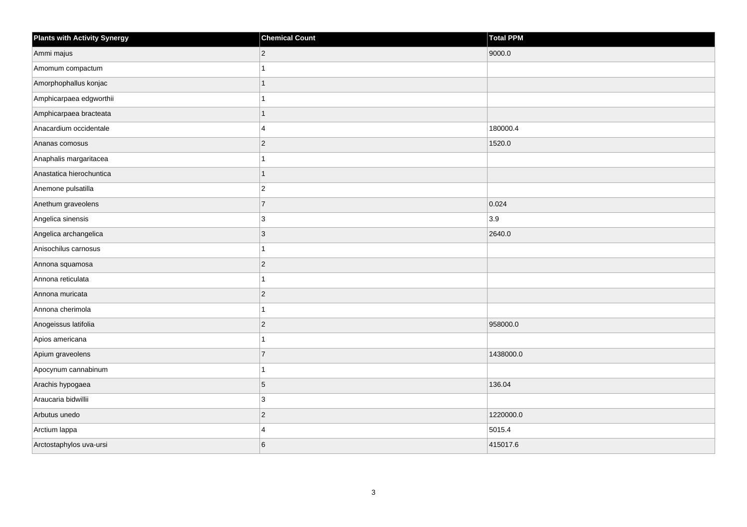| Plants with Activity Synergy | Chemical Count | Total PPM |
| --- | --- | --- |
| Ammi majus | 2 | 9000.0 |
| Amomum compactum | 1 | |
| Amorphophallus konjac | 1 | |
| Amphicarpaea edgworthii | 1 | |
| Amphicarpaea bracteata | 1 | |
| Anacardium occidentale | 4 | 180000.4 |
| Ananas comosus | 2 | 1520.0 |
| Anaphalis margaritacea | 1 | |
| Anastatica hierochuntica | 1 | |
| Anemone pulsatilla | 2 | |
| Anethum graveolens | 7 | 0.024 |
| Angelica sinensis | 3 | 3.9 |
| Angelica archangelica | 3 | 2640.0 |
| Anisochilus carnosus | 1 | |
| Annona squamosa | 2 | |
| Annona reticulata | 1 | |
| Annona muricata | 2 | |
| Annona cherimola | 1 | |
| Anogeissus latifolia | 2 | 958000.0 |
| Apios americana | 1 | |
| Apium graveolens | 7 | 1438000.0 |
| Apocynum cannabinum | 1 | |
| Arachis hypogaea | 5 | 136.04 |
| Araucaria bidwillii | 3 | |
| Arbutus unedo | 2 | 1220000.0 |
| Arctium lappa | 4 | 5015.4 |
| Arctostaphylos uva-ursi | 6 | 415017.6 |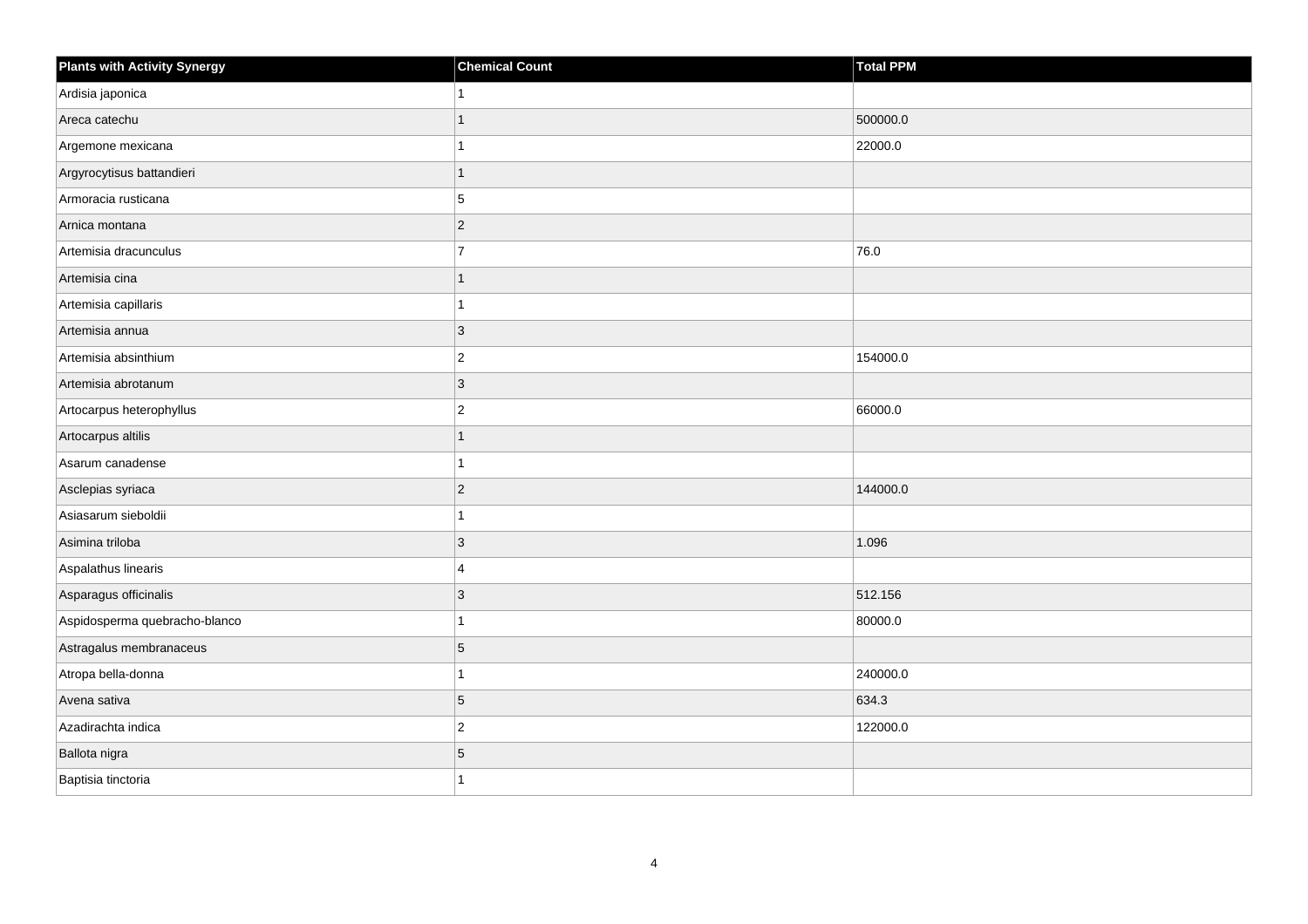| Plants with Activity Synergy | Chemical Count | Total PPM |
|---|---|---|
| Ardisia japonica | 1 | |
| Areca catechu | 1 | 500000.0 |
| Argemone mexicana | 1 | 22000.0 |
| Argyrocytisus battandieri | 1 | |
| Armoracia rusticana | 5 | |
| Arnica montana | 2 | |
| Artemisia dracunculus | 7 | 76.0 |
| Artemisia cina | 1 | |
| Artemisia capillaris | 1 | |
| Artemisia annua | 3 | |
| Artemisia absinthium | 2 | 154000.0 |
| Artemisia abrotanum | 3 | |
| Artocarpus heterophyllus | 2 | 66000.0 |
| Artocarpus altilis | 1 | |
| Asarum canadense | 1 | |
| Asclepias syriaca | 2 | 144000.0 |
| Asiasarum sieboldii | 1 | |
| Asimina triloba | 3 | 1.096 |
| Aspalathus linearis | 4 | |
| Asparagus officinalis | 3 | 512.156 |
| Aspidosperma quebracho-blanco | 1 | 80000.0 |
| Astragalus membranaceus | 5 | |
| Atropa bella-donna | 1 | 240000.0 |
| Avena sativa | 5 | 634.3 |
| Azadirachta indica | 2 | 122000.0 |
| Ballota nigra | 5 | |
| Baptisia tinctoria | 1 | |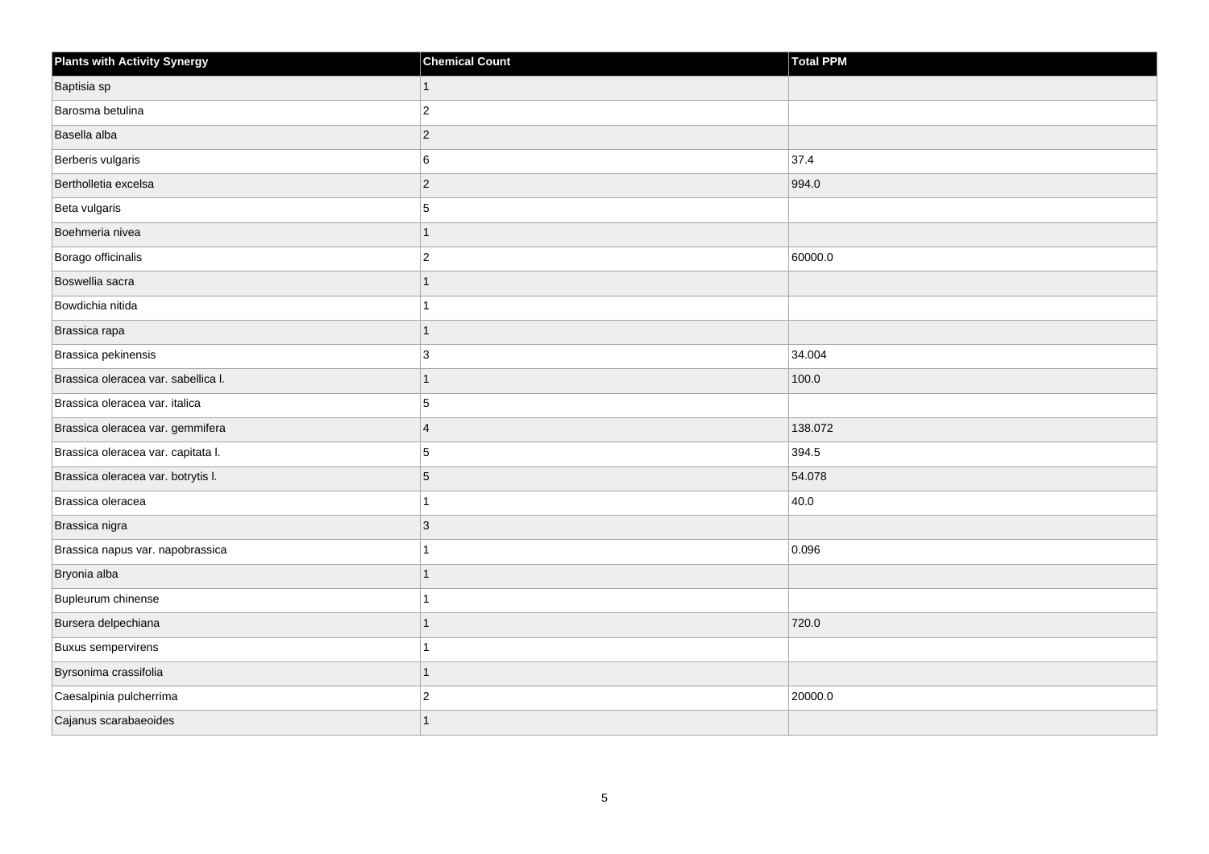| Plants with Activity Synergy | Chemical Count | Total PPM |
|---|---|---|
| Baptisia sp | 1 | |
| Barosma betulina | 2 | |
| Basella alba | 2 | |
| Berberis vulgaris | 6 | 37.4 |
| Bertholletia excelsa | 2 | 994.0 |
| Beta vulgaris | 5 | |
| Boehmeria nivea | 1 | |
| Borago officinalis | 2 | 60000.0 |
| Boswellia sacra | 1 | |
| Bowdichia nitida | 1 | |
| Brassica rapa | 1 | |
| Brassica pekinensis | 3 | 34.004 |
| Brassica oleracea var. sabellica l. | 1 | 100.0 |
| Brassica oleracea var. italica | 5 | |
| Brassica oleracea var. gemmifera | 4 | 138.072 |
| Brassica oleracea var. capitata l. | 5 | 394.5 |
| Brassica oleracea var. botrytis l. | 5 | 54.078 |
| Brassica oleracea | 1 | 40.0 |
| Brassica nigra | 3 | |
| Brassica napus var. napobrassica | 1 | 0.096 |
| Bryonia alba | 1 | |
| Bupleurum chinense | 1 | |
| Bursera delpechiana | 1 | 720.0 |
| Buxus sempervirens | 1 | |
| Byrsonima crassifolia | 1 | |
| Caesalpinia pulcherrima | 2 | 20000.0 |
| Cajanus scarabaeoides | 1 | |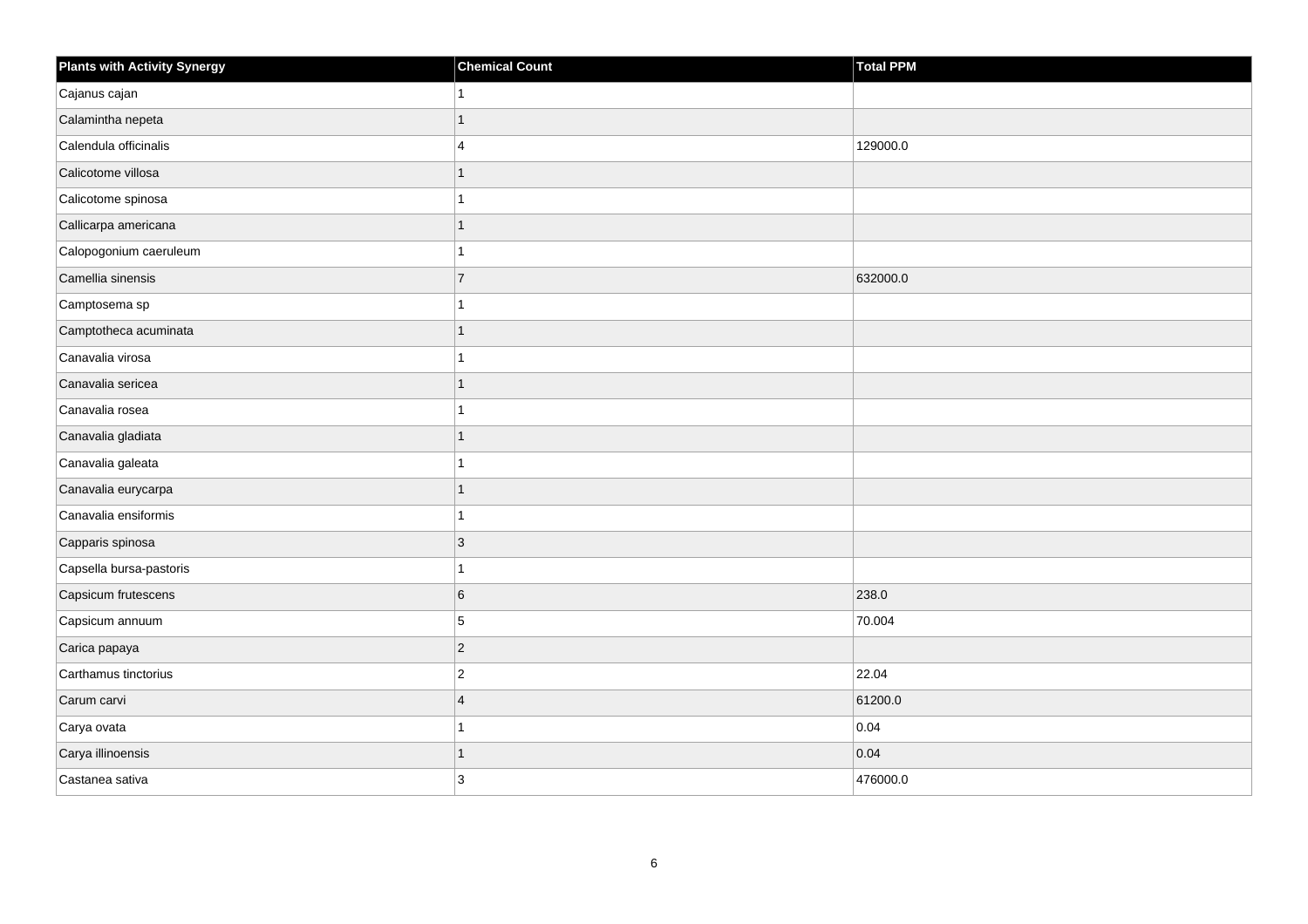| Plants with Activity Synergy | Chemical Count | Total PPM |
| --- | --- | --- |
| Cajanus cajan | 1 | |
| Calamintha nepeta | 1 | |
| Calendula officinalis | 4 | 129000.0 |
| Calicotome villosa | 1 | |
| Calicotome spinosa | 1 | |
| Callicarpa americana | 1 | |
| Calopogonium caeruleum | 1 | |
| Camellia sinensis | 7 | 632000.0 |
| Camptosema sp | 1 | |
| Camptotheca acuminata | 1 | |
| Canavalia virosa | 1 | |
| Canavalia sericea | 1 | |
| Canavalia rosea | 1 | |
| Canavalia gladiata | 1 | |
| Canavalia galeata | 1 | |
| Canavalia eurycarpa | 1 | |
| Canavalia ensiformis | 1 | |
| Capparis spinosa | 3 | |
| Capsella bursa-pastoris | 1 | |
| Capsicum frutescens | 6 | 238.0 |
| Capsicum annuum | 5 | 70.004 |
| Carica papaya | 2 | |
| Carthamus tinctorius | 2 | 22.04 |
| Carum carvi | 4 | 61200.0 |
| Carya ovata | 1 | 0.04 |
| Carya illinoensis | 1 | 0.04 |
| Castanea sativa | 3 | 476000.0 |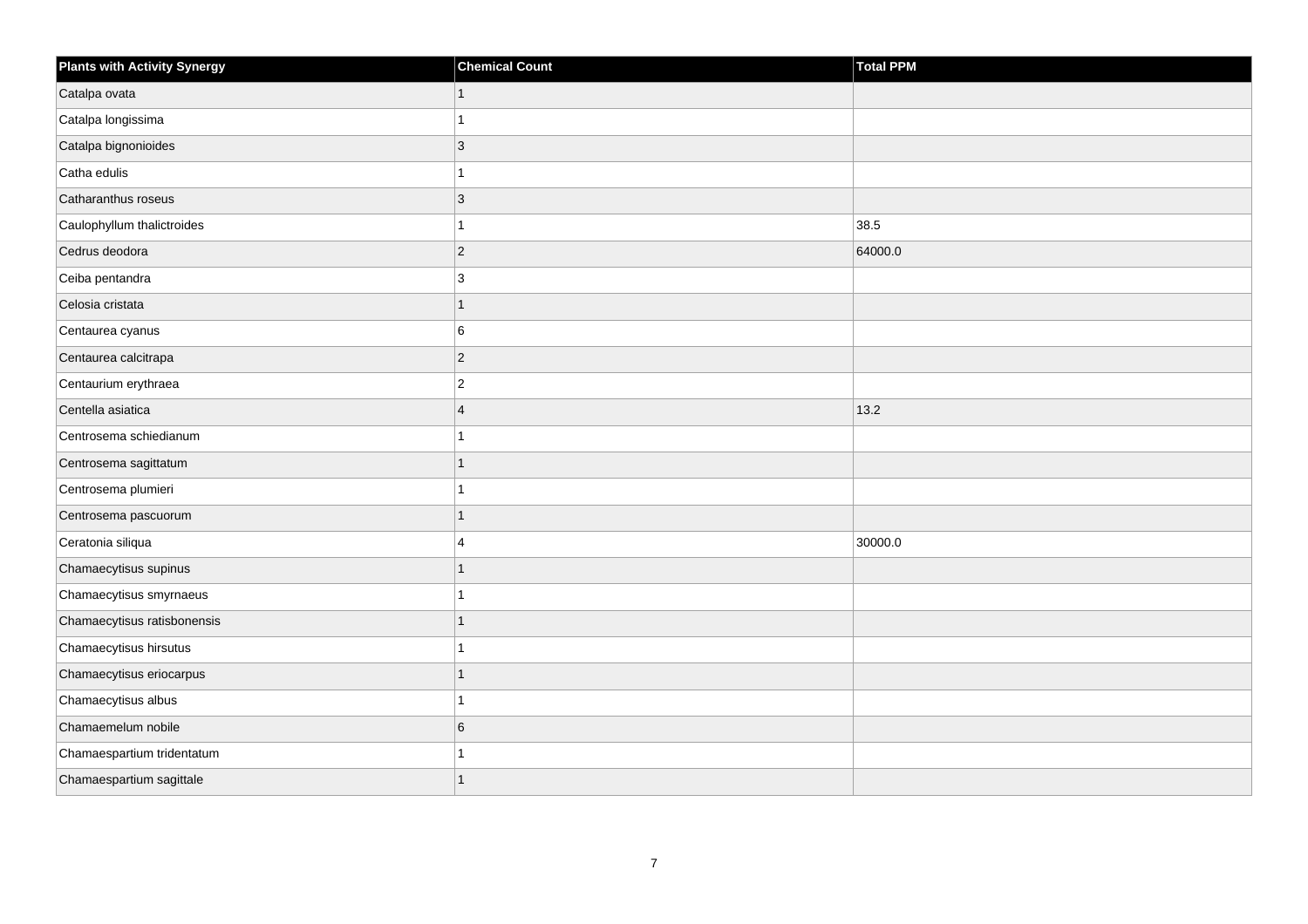| Plants with Activity Synergy | Chemical Count | Total PPM |
| --- | --- | --- |
| Catalpa ovata | 1 | |
| Catalpa longissima | 1 | |
| Catalpa bignonioides | 3 | |
| Catha edulis | 1 | |
| Catharanthus roseus | 3 | |
| Caulophyllum thalictroides | 1 | 38.5 |
| Cedrus deodora | 2 | 64000.0 |
| Ceiba pentandra | 3 | |
| Celosia cristata | 1 | |
| Centaurea cyanus | 6 | |
| Centaurea calcitrapa | 2 | |
| Centaurium erythraea | 2 | |
| Centella asiatica | 4 | 13.2 |
| Centrosema schiedianum | 1 | |
| Centrosema sagittatum | 1 | |
| Centrosema plumieri | 1 | |
| Centrosema pascuorum | 1 | |
| Ceratonia siliqua | 4 | 30000.0 |
| Chamaecytisus supinus | 1 | |
| Chamaecytisus smyrnaeus | 1 | |
| Chamaecytisus ratisbonensis | 1 | |
| Chamaecytisus hirsutus | 1 | |
| Chamaecytisus eriocarpus | 1 | |
| Chamaecytisus albus | 1 | |
| Chamaemelum nobile | 6 | |
| Chamaespartium tridentatum | 1 | |
| Chamaespartium sagittale | 1 | |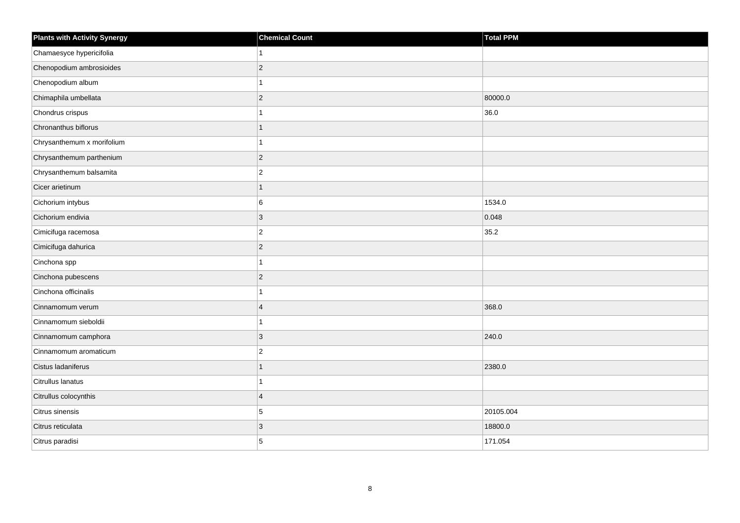| Plants with Activity Synergy | Chemical Count | Total PPM |
| --- | --- | --- |
| Chamaesyce hypericifolia | 1 | |
| Chenopodium ambrosioides | 2 | |
| Chenopodium album | 1 | |
| Chimaphila umbellata | 2 | 80000.0 |
| Chondrus crispus | 1 | 36.0 |
| Chronanthus biflorus | 1 | |
| Chrysanthemum x morifolium | 1 | |
| Chrysanthemum parthenium | 2 | |
| Chrysanthemum balsamita | 2 | |
| Cicer arietinum | 1 | |
| Cichorium intybus | 6 | 1534.0 |
| Cichorium endivia | 3 | 0.048 |
| Cimicifuga racemosa | 2 | 35.2 |
| Cimicifuga dahurica | 2 | |
| Cinchona spp | 1 | |
| Cinchona pubescens | 2 | |
| Cinchona officinalis | 1 | |
| Cinnamomum verum | 4 | 368.0 |
| Cinnamomum sieboldii | 1 | |
| Cinnamomum camphora | 3 | 240.0 |
| Cinnamomum aromaticum | 2 | |
| Cistus ladaniferus | 1 | 2380.0 |
| Citrullus lanatus | 1 | |
| Citrullus colocynthis | 4 | |
| Citrus sinensis | 5 | 20105.004 |
| Citrus reticulata | 3 | 18800.0 |
| Citrus paradisi | 5 | 171.054 |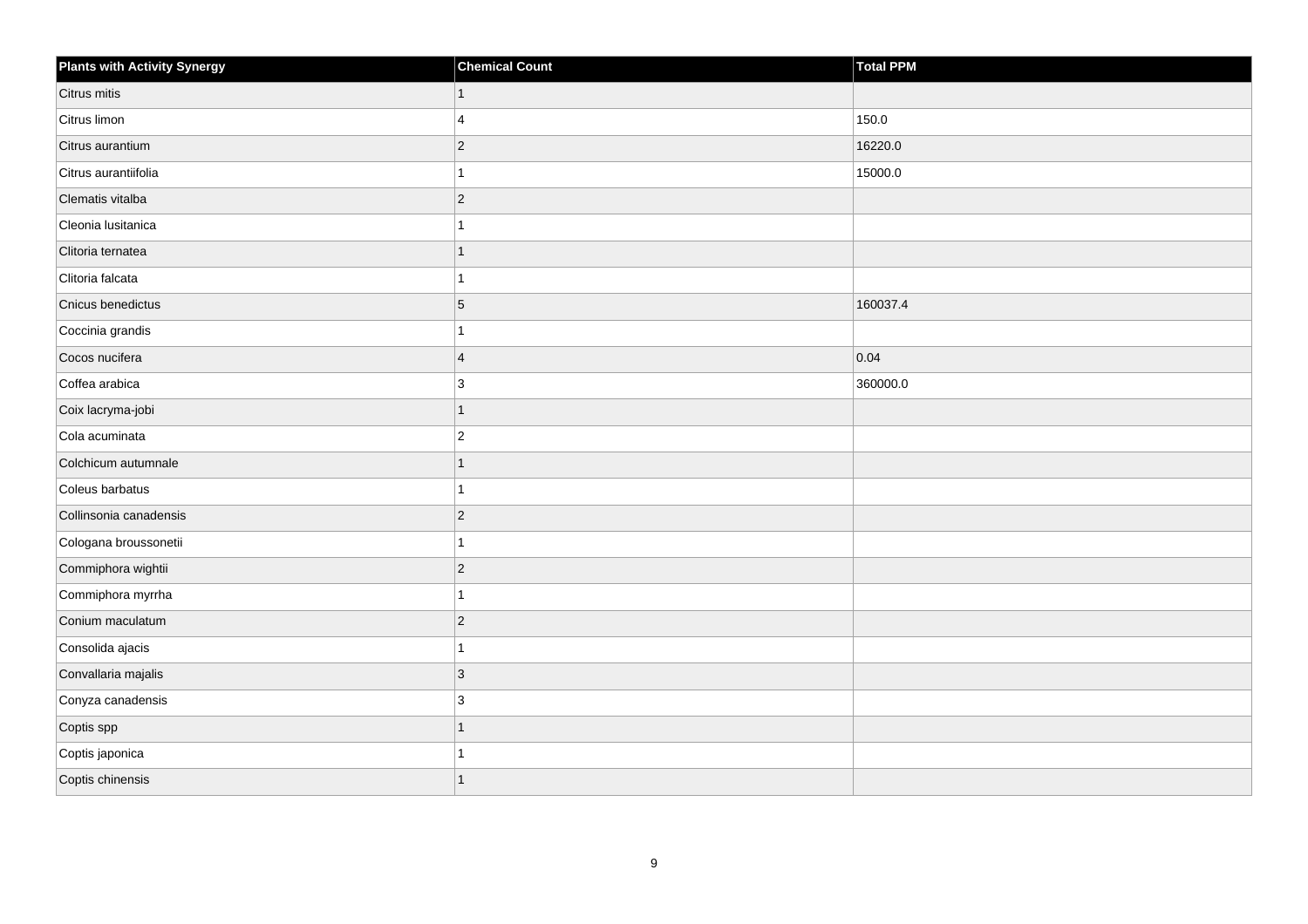| Plants with Activity Synergy | Chemical Count | Total PPM |
|---|---|---|
| Citrus mitis | 1 | |
| Citrus limon | 4 | 150.0 |
| Citrus aurantium | 2 | 16220.0 |
| Citrus aurantiifolia | 1 | 15000.0 |
| Clematis vitalba | 2 | |
| Cleonia lusitanica | 1 | |
| Clitoria ternatea | 1 | |
| Clitoria falcata | 1 | |
| Cnicus benedictus | 5 | 160037.4 |
| Coccinia grandis | 1 | |
| Cocos nucifera | 4 | 0.04 |
| Coffea arabica | 3 | 360000.0 |
| Coix lacryma-jobi | 1 | |
| Cola acuminata | 2 | |
| Colchicum autumnale | 1 | |
| Coleus barbatus | 1 | |
| Collinsonia canadensis | 2 | |
| Cologana broussonetii | 1 | |
| Commiphora wightii | 2 | |
| Commiphora myrrha | 1 | |
| Conium maculatum | 2 | |
| Consolida ajacis | 1 | |
| Convallaria majalis | 3 | |
| Conyza canadensis | 3 | |
| Coptis spp | 1 | |
| Coptis japonica | 1 | |
| Coptis chinensis | 1 | |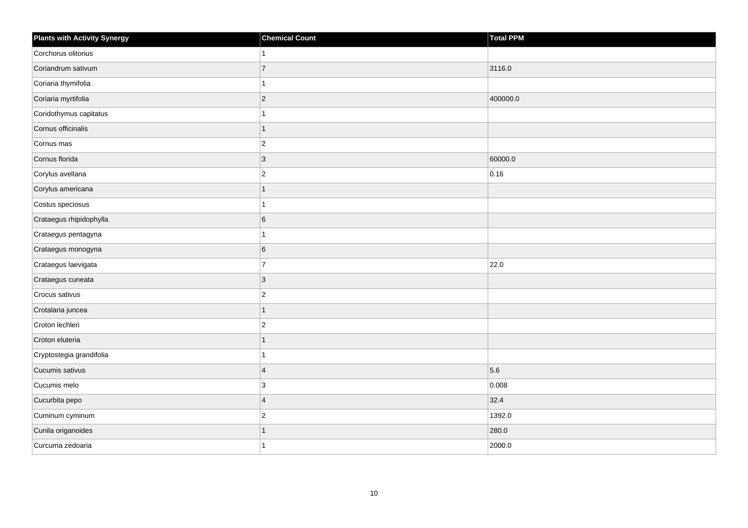| Plants with Activity Synergy | Chemical Count | Total PPM |
| --- | --- | --- |
| Corchorus olitorius | 1 | |
| Coriandrum sativum | 7 | 3116.0 |
| Coriaria thymifolia | 1 | |
| Coriaria myrtifolia | 2 | 400000.0 |
| Coridothymus capitatus | 1 | |
| Cornus officinalis | 1 | |
| Cornus mas | 2 | |
| Cornus florida | 3 | 60000.0 |
| Corylus avellana | 2 | 0.16 |
| Corylus americana | 1 | |
| Costus speciosus | 1 | |
| Crataegus rhipidophylla | 6 | |
| Crataegus pentagyna | 1 | |
| Crataegus monogyna | 6 | |
| Crataegus laevigata | 7 | 22.0 |
| Crataegus cuneata | 3 | |
| Crocus sativus | 2 | |
| Crotalaria juncea | 1 | |
| Croton lechleri | 2 | |
| Croton eluteria | 1 | |
| Cryptostegia grandifolia | 1 | |
| Cucumis sativus | 4 | 5.6 |
| Cucumis melo | 3 | 0.008 |
| Cucurbita pepo | 4 | 32.4 |
| Cuminum cyminum | 2 | 1392.0 |
| Cunila origanoides | 1 | 280.0 |
| Curcuma zedoaria | 1 | 2000.0 |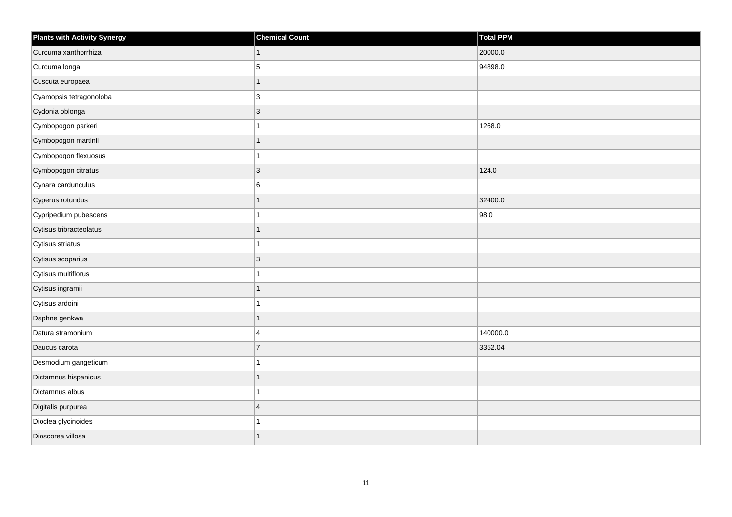| Plants with Activity Synergy | Chemical Count | Total PPM |
| --- | --- | --- |
| Curcuma xanthorrhiza | 1 | 20000.0 |
| Curcuma longa | 5 | 94898.0 |
| Cuscuta europaea | 1 | |
| Cyamopsis tetragonoloba | 3 | |
| Cydonia oblonga | 3 | |
| Cymbopogon parkeri | 1 | 1268.0 |
| Cymbopogon martinii | 1 | |
| Cymbopogon flexuosus | 1 | |
| Cymbopogon citratus | 3 | 124.0 |
| Cynara cardunculus | 6 | |
| Cyperus rotundus | 1 | 32400.0 |
| Cypripedium pubescens | 1 | 98.0 |
| Cytisus tribracteolatus | 1 | |
| Cytisus striatus | 1 | |
| Cytisus scoparius | 3 | |
| Cytisus multiflorus | 1 | |
| Cytisus ingramii | 1 | |
| Cytisus ardoini | 1 | |
| Daphne genkwa | 1 | |
| Datura stramonium | 4 | 140000.0 |
| Daucus carota | 7 | 3352.04 |
| Desmodium gangeticum | 1 | |
| Dictamnus hispanicus | 1 | |
| Dictamnus albus | 1 | |
| Digitalis purpurea | 4 | |
| Dioclea glycinoides | 1 | |
| Dioscorea villosa | 1 | |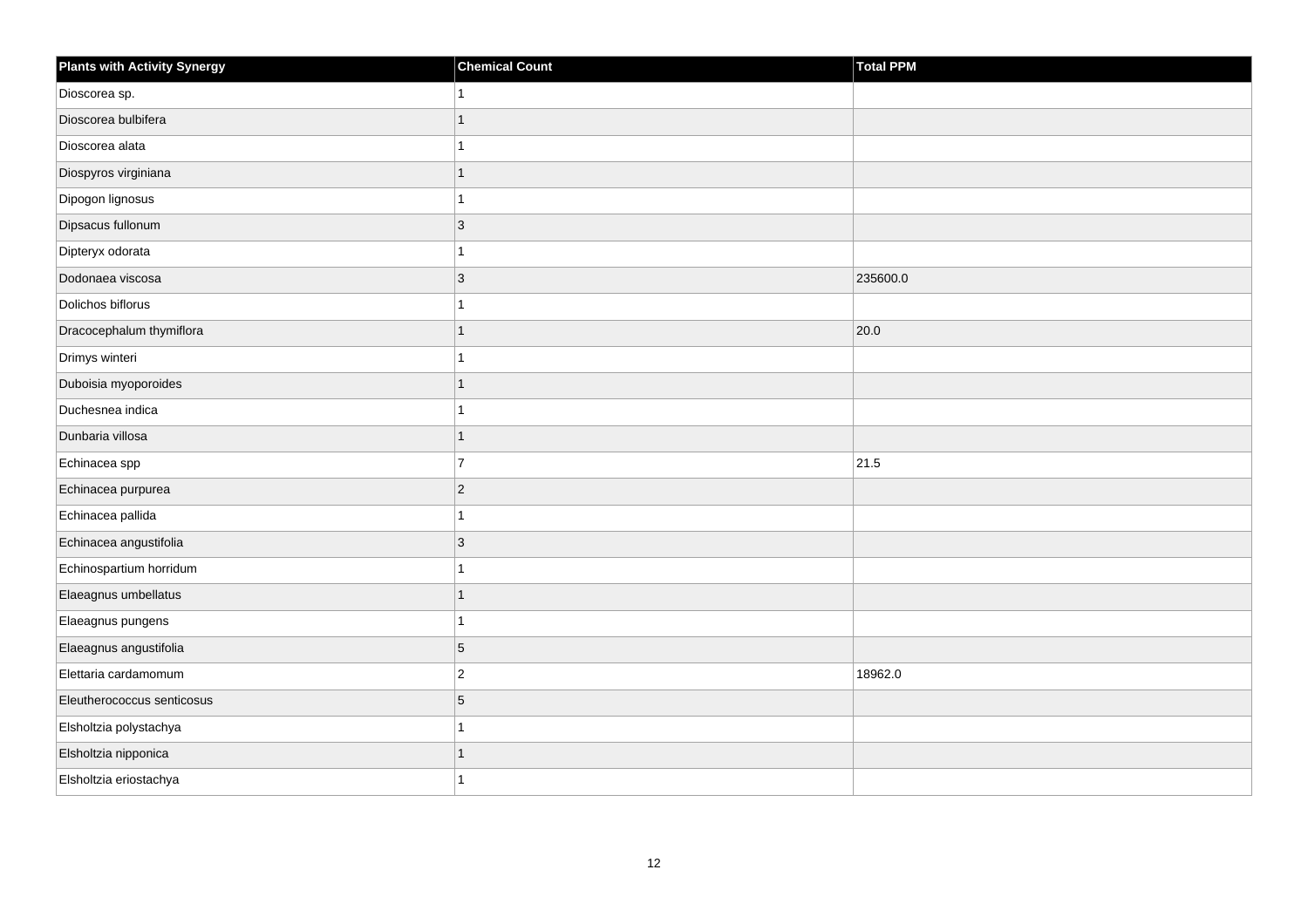| Plants with Activity Synergy | Chemical Count | Total PPM |
| --- | --- | --- |
| Dioscorea sp. | 1 | |
| Dioscorea bulbifera | 1 | |
| Dioscorea alata | 1 | |
| Diospyros virginiana | 1 | |
| Dipogon lignosus | 1 | |
| Dipsacus fullonum | 3 | |
| Dipteryx odorata | 1 | |
| Dodonaea viscosa | 3 | 235600.0 |
| Dolichos biflorus | 1 | |
| Dracocephalum thymiflora | 1 | 20.0 |
| Drimys winteri | 1 | |
| Duboisia myoporoides | 1 | |
| Duchesnea indica | 1 | |
| Dunbaria villosa | 1 | |
| Echinacea spp | 7 | 21.5 |
| Echinacea purpurea | 2 | |
| Echinacea pallida | 1 | |
| Echinacea angustifolia | 3 | |
| Echinospartium horridum | 1 | |
| Elaeagnus umbellatus | 1 | |
| Elaeagnus pungens | 1 | |
| Elaeagnus angustifolia | 5 | |
| Elettaria cardamomum | 2 | 18962.0 |
| Eleutherococcus senticosus | 5 | |
| Elsholtzia polystachya | 1 | |
| Elsholtzia nipponica | 1 | |
| Elsholtzia eriostachya | 1 | |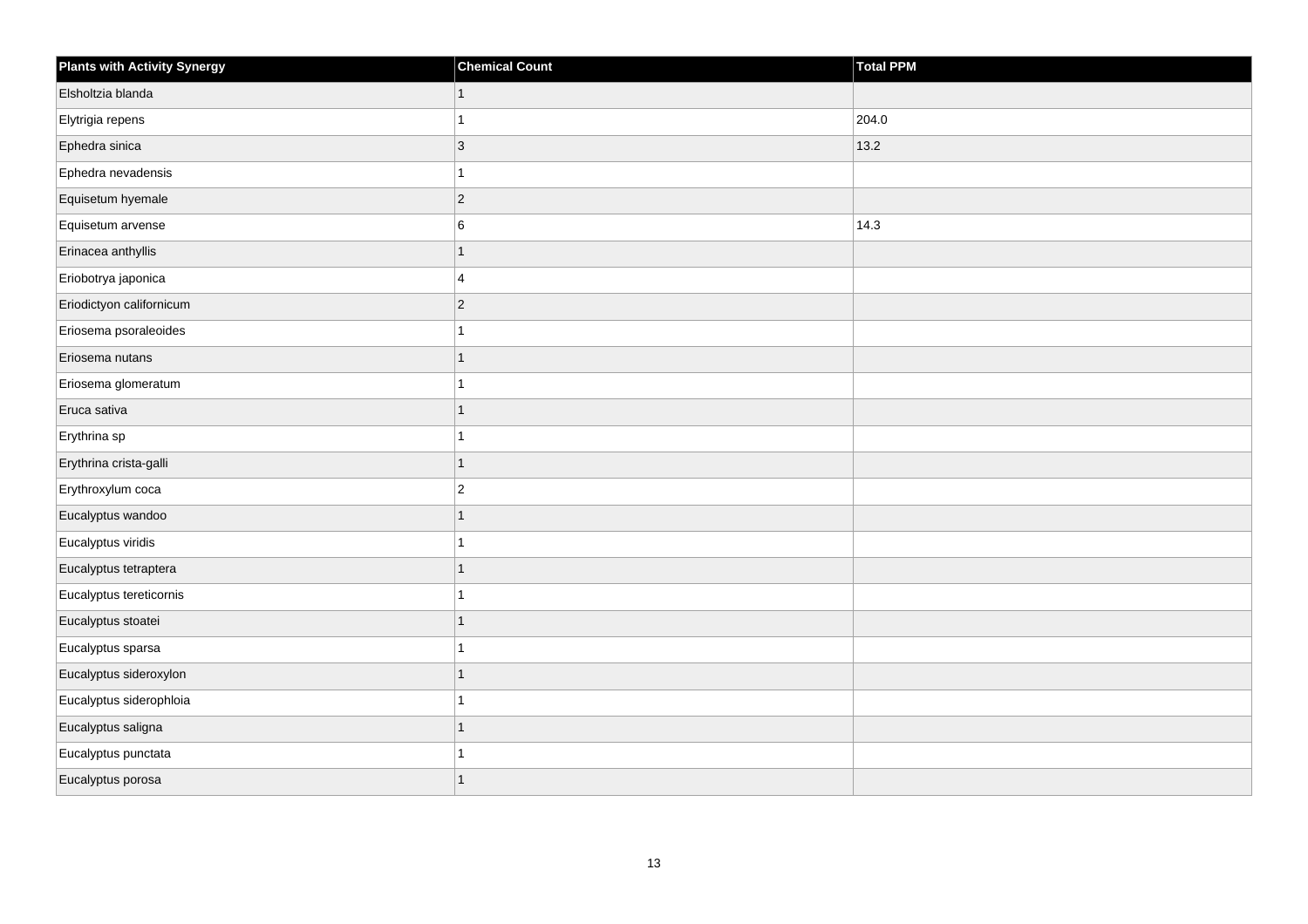| Plants with Activity Synergy | Chemical Count | Total PPM |
| --- | --- | --- |
| Elsholtzia blanda | 1 | |
| Elytrigia repens | 1 | 204.0 |
| Ephedra sinica | 3 | 13.2 |
| Ephedra nevadensis | 1 | |
| Equisetum hyemale | 2 | |
| Equisetum arvense | 6 | 14.3 |
| Erinacea anthyllis | 1 | |
| Eriobotrya japonica | 4 | |
| Eriodictyon californicum | 2 | |
| Eriosema psoraleoides | 1 | |
| Eriosema nutans | 1 | |
| Eriosema glomeratum | 1 | |
| Eruca sativa | 1 | |
| Erythrina sp | 1 | |
| Erythrina crista-galli | 1 | |
| Erythroxylum coca | 2 | |
| Eucalyptus wandoo | 1 | |
| Eucalyptus viridis | 1 | |
| Eucalyptus tetraptera | 1 | |
| Eucalyptus tereticornis | 1 | |
| Eucalyptus stoatei | 1 | |
| Eucalyptus sparsa | 1 | |
| Eucalyptus sideroxylon | 1 | |
| Eucalyptus siderophloia | 1 | |
| Eucalyptus saligna | 1 | |
| Eucalyptus punctata | 1 | |
| Eucalyptus porosa | 1 | |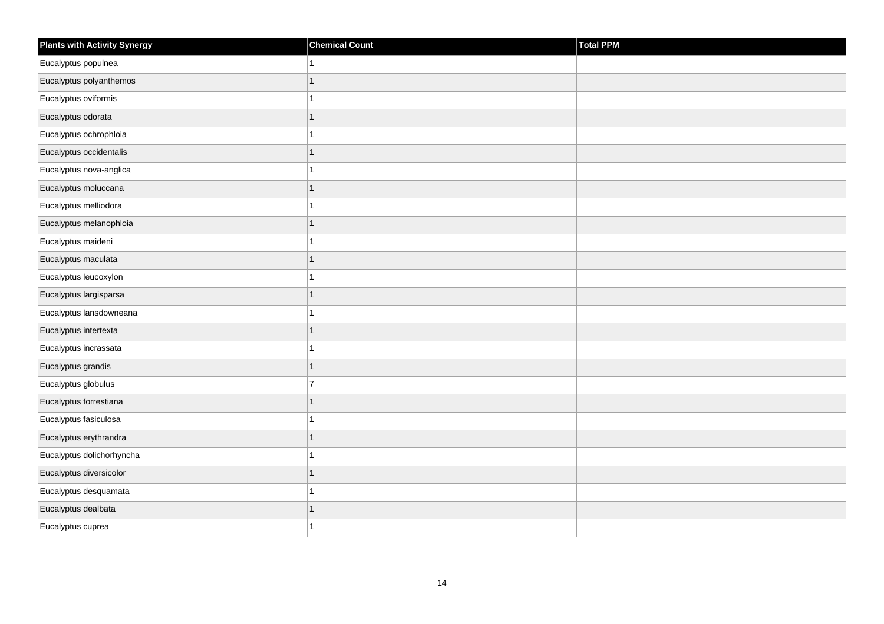| Plants with Activity Synergy | Chemical Count | Total PPM |
| --- | --- | --- |
| Eucalyptus populnea | 1 | |
| Eucalyptus polyanthemos | 1 | |
| Eucalyptus oviformis | 1 | |
| Eucalyptus odorata | 1 | |
| Eucalyptus ochrophloia | 1 | |
| Eucalyptus occidentalis | 1 | |
| Eucalyptus nova-anglica | 1 | |
| Eucalyptus moluccana | 1 | |
| Eucalyptus melliodora | 1 | |
| Eucalyptus melanophloia | 1 | |
| Eucalyptus maideni | 1 | |
| Eucalyptus maculata | 1 | |
| Eucalyptus leucoxylon | 1 | |
| Eucalyptus largisparsa | 1 | |
| Eucalyptus lansdowneana | 1 | |
| Eucalyptus intertexta | 1 | |
| Eucalyptus incrassata | 1 | |
| Eucalyptus grandis | 1 | |
| Eucalyptus globulus | 7 | |
| Eucalyptus forrestiana | 1 | |
| Eucalyptus fasiculosa | 1 | |
| Eucalyptus erythrandra | 1 | |
| Eucalyptus dolichorhyncha | 1 | |
| Eucalyptus diversicolor | 1 | |
| Eucalyptus desquamata | 1 | |
| Eucalyptus dealbata | 1 | |
| Eucalyptus cuprea | 1 | |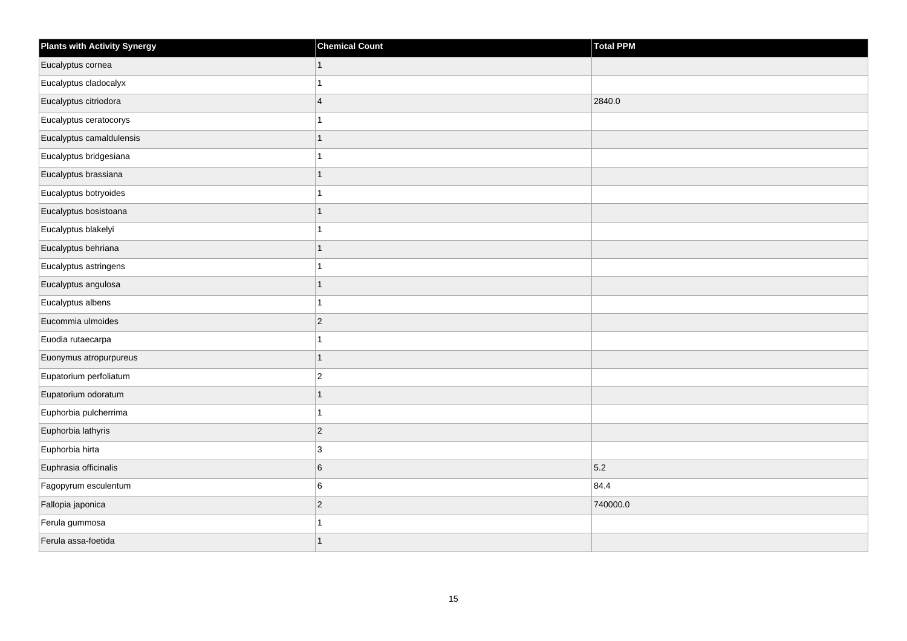| Plants with Activity Synergy | Chemical Count | Total PPM |
| --- | --- | --- |
| Eucalyptus cornea | 1 | |
| Eucalyptus cladocalyx | 1 | |
| Eucalyptus citriodora | 4 | 2840.0 |
| Eucalyptus ceratocorys | 1 | |
| Eucalyptus camaldulensis | 1 | |
| Eucalyptus bridgesiana | 1 | |
| Eucalyptus brassiana | 1 | |
| Eucalyptus botryoides | 1 | |
| Eucalyptus bosistoana | 1 | |
| Eucalyptus blakelyi | 1 | |
| Eucalyptus behriana | 1 | |
| Eucalyptus astringens | 1 | |
| Eucalyptus angulosa | 1 | |
| Eucalyptus albens | 1 | |
| Eucommia ulmoides | 2 | |
| Euodia rutaecarpa | 1 | |
| Euonymus atropurpureus | 1 | |
| Eupatorium perfoliatum | 2 | |
| Eupatorium odoratum | 1 | |
| Euphorbia pulcherrima | 1 | |
| Euphorbia lathyris | 2 | |
| Euphorbia hirta | 3 | |
| Euphrasia officinalis | 6 | 5.2 |
| Fagopyrum esculentum | 6 | 84.4 |
| Fallopia japonica | 2 | 740000.0 |
| Ferula gummosa | 1 | |
| Ferula assa-foetida | 1 | |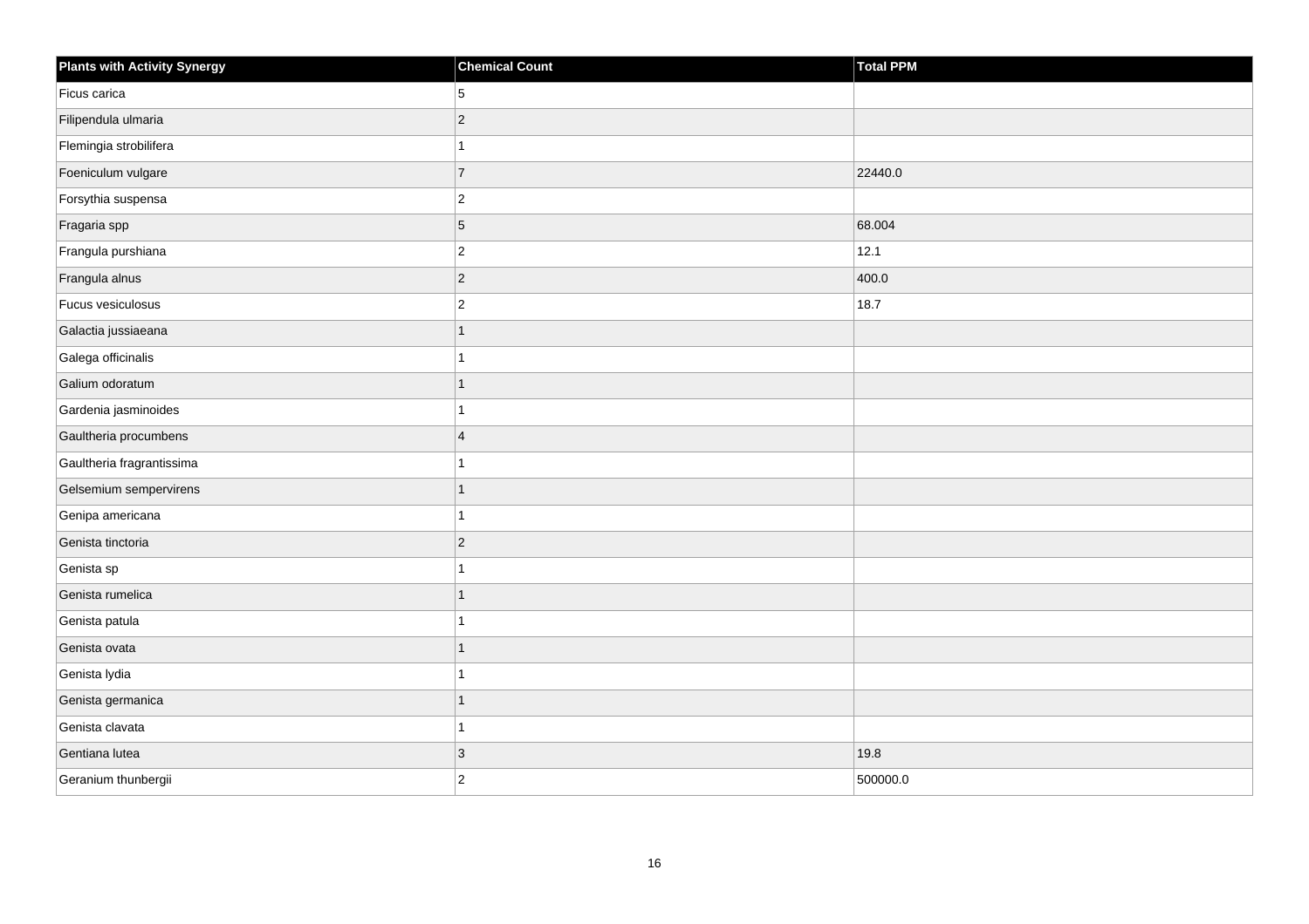| Plants with Activity Synergy | Chemical Count | Total PPM |
| --- | --- | --- |
| Ficus carica | 5 | |
| Filipendula ulmaria | 2 | |
| Flemingia strobilifera | 1 | |
| Foeniculum vulgare | 7 | 22440.0 |
| Forsythia suspensa | 2 | |
| Fragaria spp | 5 | 68.004 |
| Frangula purshiana | 2 | 12.1 |
| Frangula alnus | 2 | 400.0 |
| Fucus vesiculosus | 2 | 18.7 |
| Galactia jussiaeana | 1 | |
| Galega officinalis | 1 | |
| Galium odoratum | 1 | |
| Gardenia jasminoides | 1 | |
| Gaultheria procumbens | 4 | |
| Gaultheria fragrantissima | 1 | |
| Gelsemium sempervirens | 1 | |
| Genipa americana | 1 | |
| Genista tinctoria | 2 | |
| Genista sp | 1 | |
| Genista rumelica | 1 | |
| Genista patula | 1 | |
| Genista ovata | 1 | |
| Genista lydia | 1 | |
| Genista germanica | 1 | |
| Genista clavata | 1 | |
| Gentiana lutea | 3 | 19.8 |
| Geranium thunbergii | 2 | 500000.0 |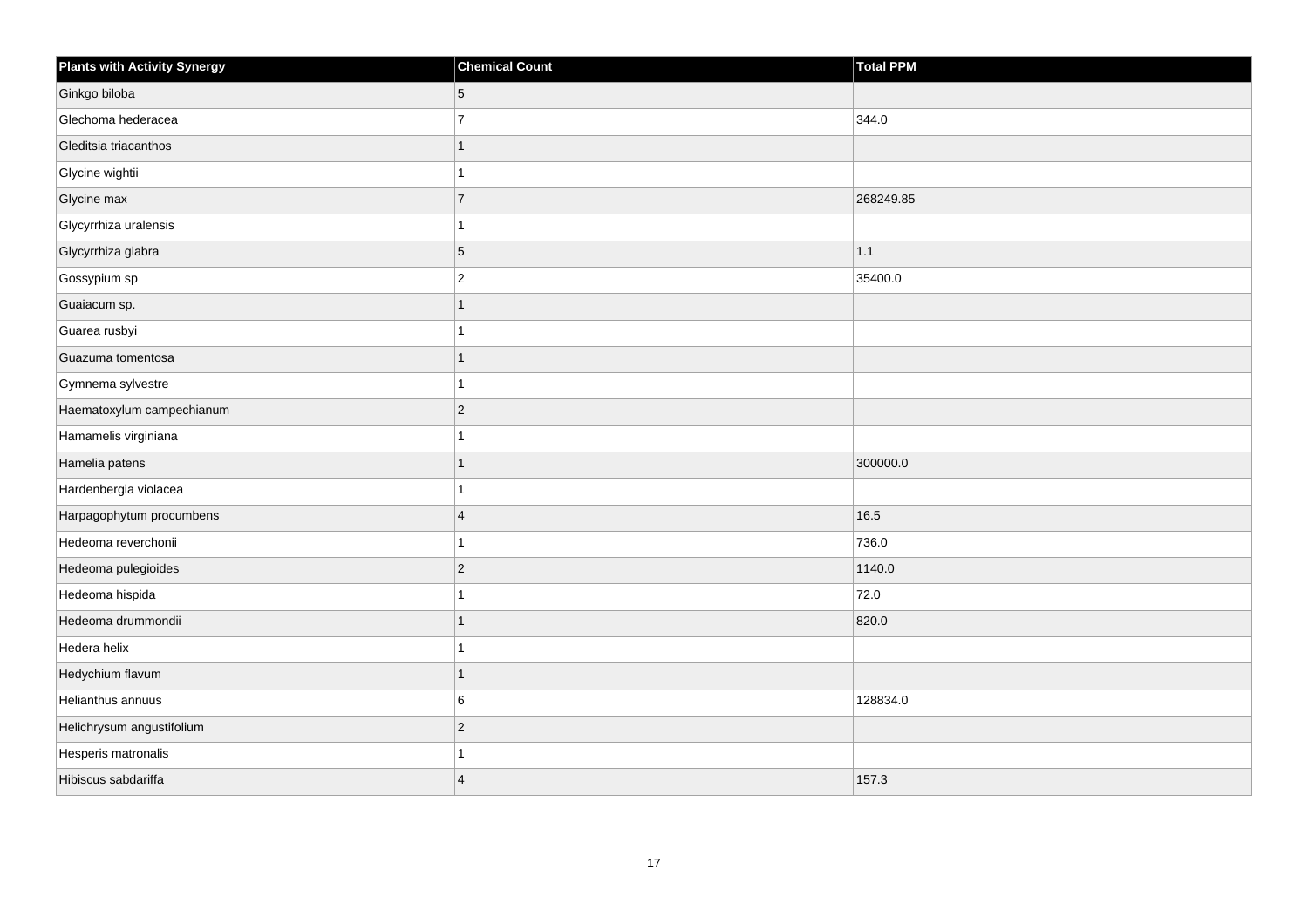| Plants with Activity Synergy | Chemical Count | Total PPM |
| --- | --- | --- |
| Ginkgo biloba | 5 | |
| Glechoma hederacea | 7 | 344.0 |
| Gleditsia triacanthos | 1 | |
| Glycine wightii | 1 | |
| Glycine max | 7 | 268249.85 |
| Glycyrrhiza uralensis | 1 | |
| Glycyrrhiza glabra | 5 | 1.1 |
| Gossypium sp | 2 | 35400.0 |
| Guaiacum sp. | 1 | |
| Guarea rusbyi | 1 | |
| Guazuma tomentosa | 1 | |
| Gymnema sylvestre | 1 | |
| Haematoxylum campechianum | 2 | |
| Hamamelis virginiana | 1 | |
| Hamelia patens | 1 | 300000.0 |
| Hardenbergia violacea | 1 | |
| Harpagophytum procumbens | 4 | 16.5 |
| Hedeoma reverchonii | 1 | 736.0 |
| Hedeoma pulegioides | 2 | 1140.0 |
| Hedeoma hispida | 1 | 72.0 |
| Hedeoma drummondii | 1 | 820.0 |
| Hedera helix | 1 | |
| Hedychium flavum | 1 | |
| Helianthus annuus | 6 | 128834.0 |
| Helichrysum angustifolium | 2 | |
| Hesperis matronalis | 1 | |
| Hibiscus sabdariffa | 4 | 157.3 |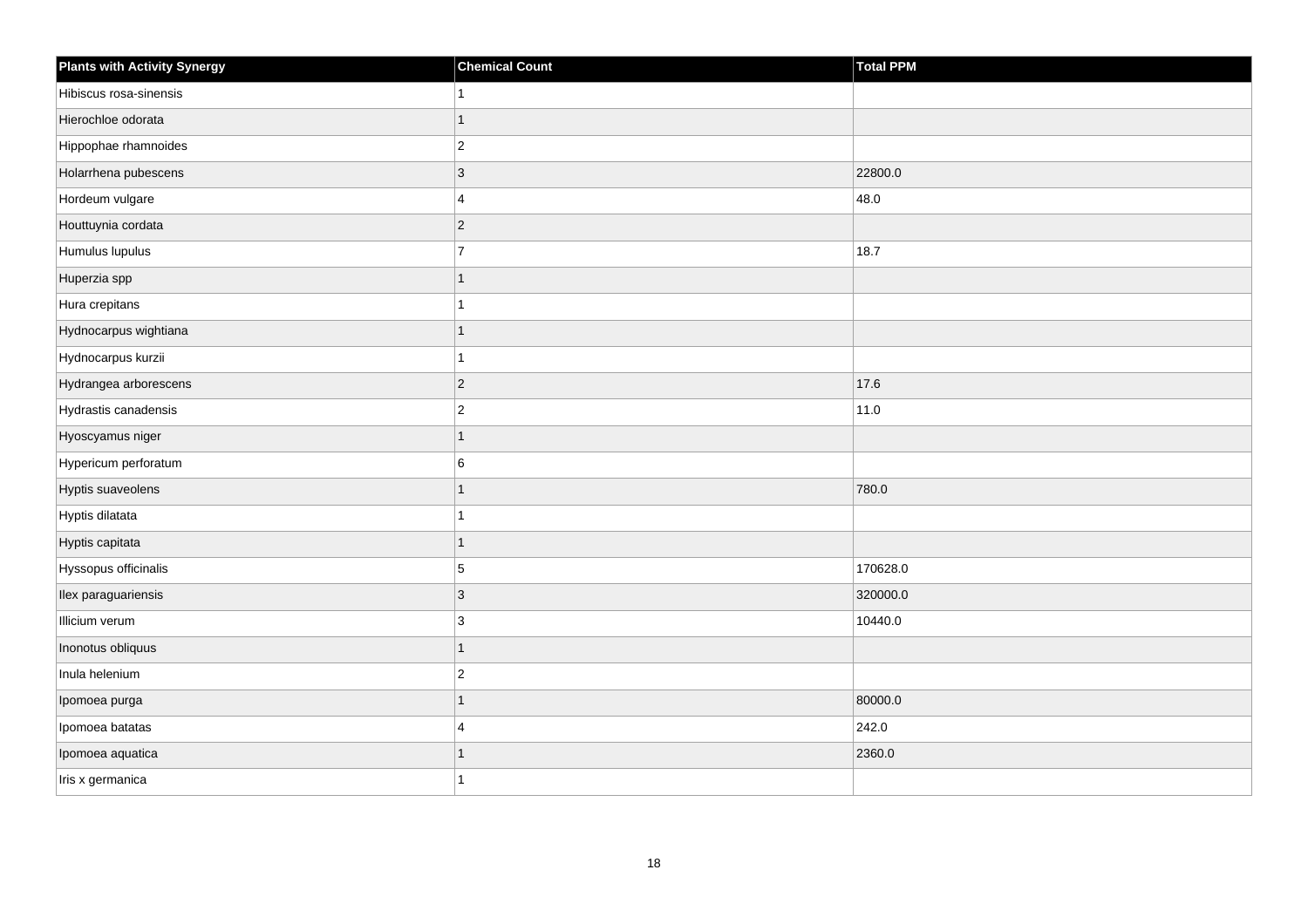| Plants with Activity Synergy | Chemical Count | Total PPM |
| --- | --- | --- |
| Hibiscus rosa-sinensis | 1 | |
| Hierochloe odorata | 1 | |
| Hippophae rhamnoides | 2 | |
| Holarrhena pubescens | 3 | 22800.0 |
| Hordeum vulgare | 4 | 48.0 |
| Houttuynia cordata | 2 | |
| Humulus lupulus | 7 | 18.7 |
| Huperzia spp | 1 | |
| Hura crepitans | 1 | |
| Hydnocarpus wightiana | 1 | |
| Hydnocarpus kurzii | 1 | |
| Hydrangea arborescens | 2 | 17.6 |
| Hydrastis canadensis | 2 | 11.0 |
| Hyoscyamus niger | 1 | |
| Hypericum perforatum | 6 | |
| Hyptis suaveolens | 1 | 780.0 |
| Hyptis dilatata | 1 | |
| Hyptis capitata | 1 | |
| Hyssopus officinalis | 5 | 170628.0 |
| Ilex paraguariensis | 3 | 320000.0 |
| Illicium verum | 3 | 10440.0 |
| Inonotus obliquus | 1 | |
| Inula helenium | 2 | |
| Ipomoea purga | 1 | 80000.0 |
| Ipomoea batatas | 4 | 242.0 |
| Ipomoea aquatica | 1 | 2360.0 |
| Iris x germanica | 1 | |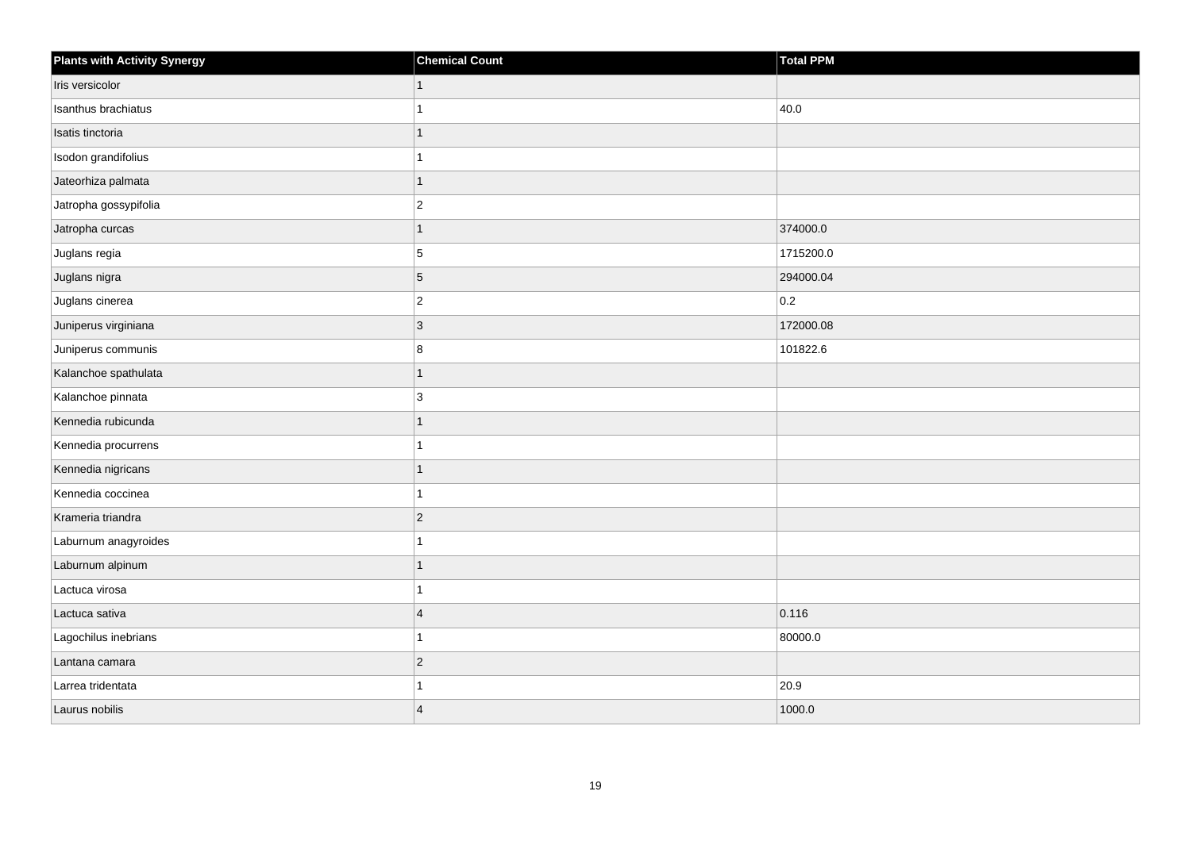| Plants with Activity Synergy | Chemical Count | Total PPM |
| --- | --- | --- |
| Iris versicolor | 1 | |
| Isanthus brachiatus | 1 | 40.0 |
| Isatis tinctoria | 1 | |
| Isodon grandifolius | 1 | |
| Jateorhiza palmata | 1 | |
| Jatropha gossypifolia | 2 | |
| Jatropha curcas | 1 | 374000.0 |
| Juglans regia | 5 | 1715200.0 |
| Juglans nigra | 5 | 294000.04 |
| Juglans cinerea | 2 | 0.2 |
| Juniperus virginiana | 3 | 172000.08 |
| Juniperus communis | 8 | 101822.6 |
| Kalanchoe spathulata | 1 | |
| Kalanchoe pinnata | 3 | |
| Kennedia rubicunda | 1 | |
| Kennedia procurrens | 1 | |
| Kennedia nigricans | 1 | |
| Kennedia coccinea | 1 | |
| Krameria triandra | 2 | |
| Laburnum anagyroides | 1 | |
| Laburnum alpinum | 1 | |
| Lactuca virosa | 1 | |
| Lactuca sativa | 4 | 0.116 |
| Lagochilus inebrians | 1 | 80000.0 |
| Lantana camara | 2 | |
| Larrea tridentata | 1 | 20.9 |
| Laurus nobilis | 4 | 1000.0 |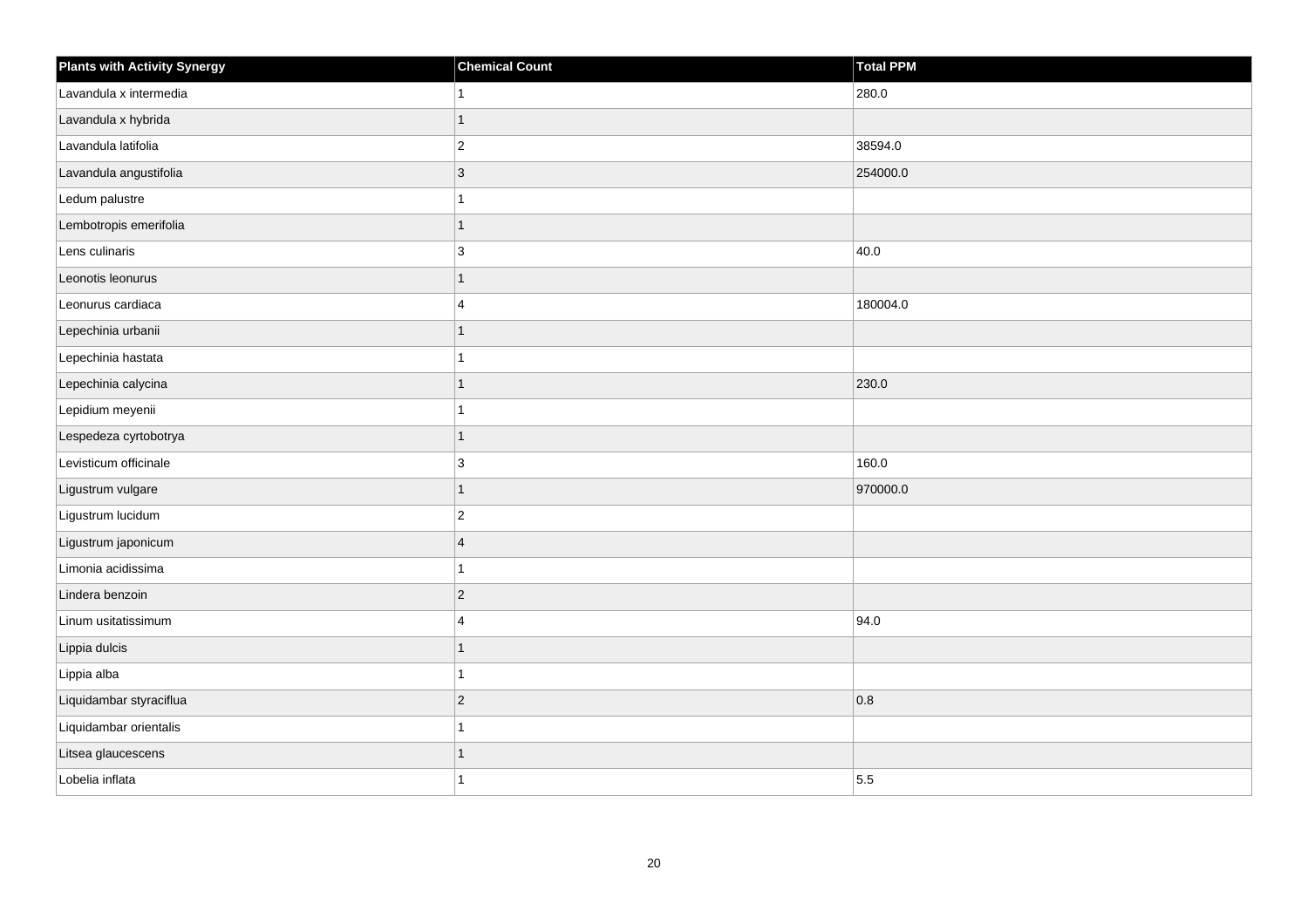| Plants with Activity Synergy | Chemical Count | Total PPM |
|---|---|---|
| Lavandula x intermedia | 1 | 280.0 |
| Lavandula x hybrida | 1 | |
| Lavandula latifolia | 2 | 38594.0 |
| Lavandula angustifolia | 3 | 254000.0 |
| Ledum palustre | 1 | |
| Lembotropis emerifolia | 1 | |
| Lens culinaris | 3 | 40.0 |
| Leonotis leonurus | 1 | |
| Leonurus cardiaca | 4 | 180004.0 |
| Lepechinia urbanii | 1 | |
| Lepechinia hastata | 1 | |
| Lepechinia calycina | 1 | 230.0 |
| Lepidium meyenii | 1 | |
| Lespedeza cyrtobotrya | 1 | |
| Levisticum officinale | 3 | 160.0 |
| Ligustrum vulgare | 1 | 970000.0 |
| Ligustrum lucidum | 2 | |
| Ligustrum japonicum | 4 | |
| Limonia acidissima | 1 | |
| Lindera benzoin | 2 | |
| Linum usitatissimum | 4 | 94.0 |
| Lippia dulcis | 1 | |
| Lippia alba | 1 | |
| Liquidambar styraciflua | 2 | 0.8 |
| Liquidambar orientalis | 1 | |
| Litsea glaucescens | 1 | |
| Lobelia inflata | 1 | 5.5 |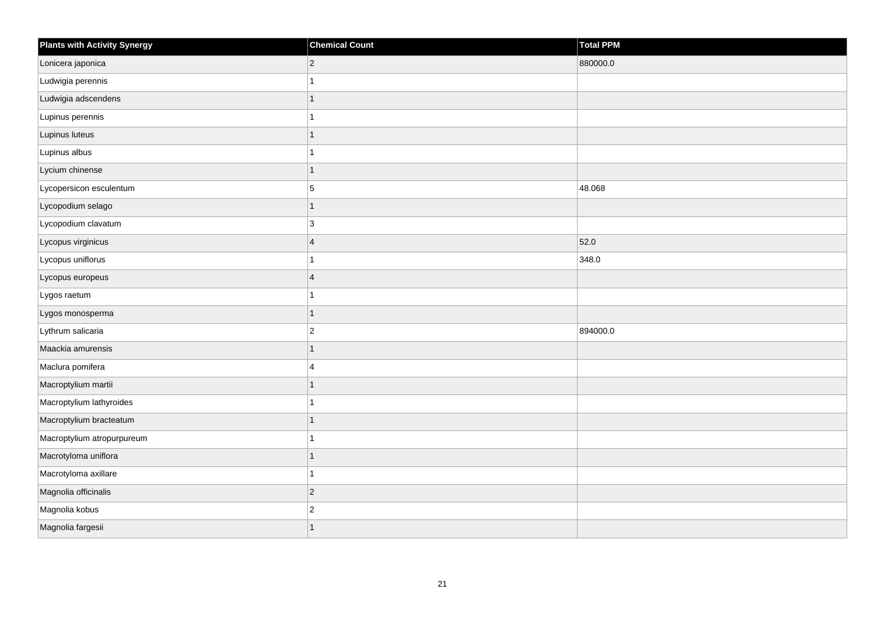| Plants with Activity Synergy | Chemical Count | Total PPM |
|---|---|---|
| Lonicera japonica | 2 | 880000.0 |
| Ludwigia perennis | 1 | |
| Ludwigia adscendens | 1 | |
| Lupinus perennis | 1 | |
| Lupinus luteus | 1 | |
| Lupinus albus | 1 | |
| Lycium chinense | 1 | |
| Lycopersicon esculentum | 5 | 48.068 |
| Lycopodium selago | 1 | |
| Lycopodium clavatum | 3 | |
| Lycopus virginicus | 4 | 52.0 |
| Lycopus uniflorus | 1 | 348.0 |
| Lycopus europeus | 4 | |
| Lygos raetum | 1 | |
| Lygos monosperma | 1 | |
| Lythrum salicaria | 2 | 894000.0 |
| Maackia amurensis | 1 | |
| Maclura pomifera | 4 | |
| Macroptylium martii | 1 | |
| Macroptylium lathyroides | 1 | |
| Macroptylium bracteatum | 1 | |
| Macroptylium atropurpureum | 1 | |
| Macrotyloma uniflora | 1 | |
| Macrotyloma axillare | 1 | |
| Magnolia officinalis | 2 | |
| Magnolia kobus | 2 | |
| Magnolia fargesii | 1 | |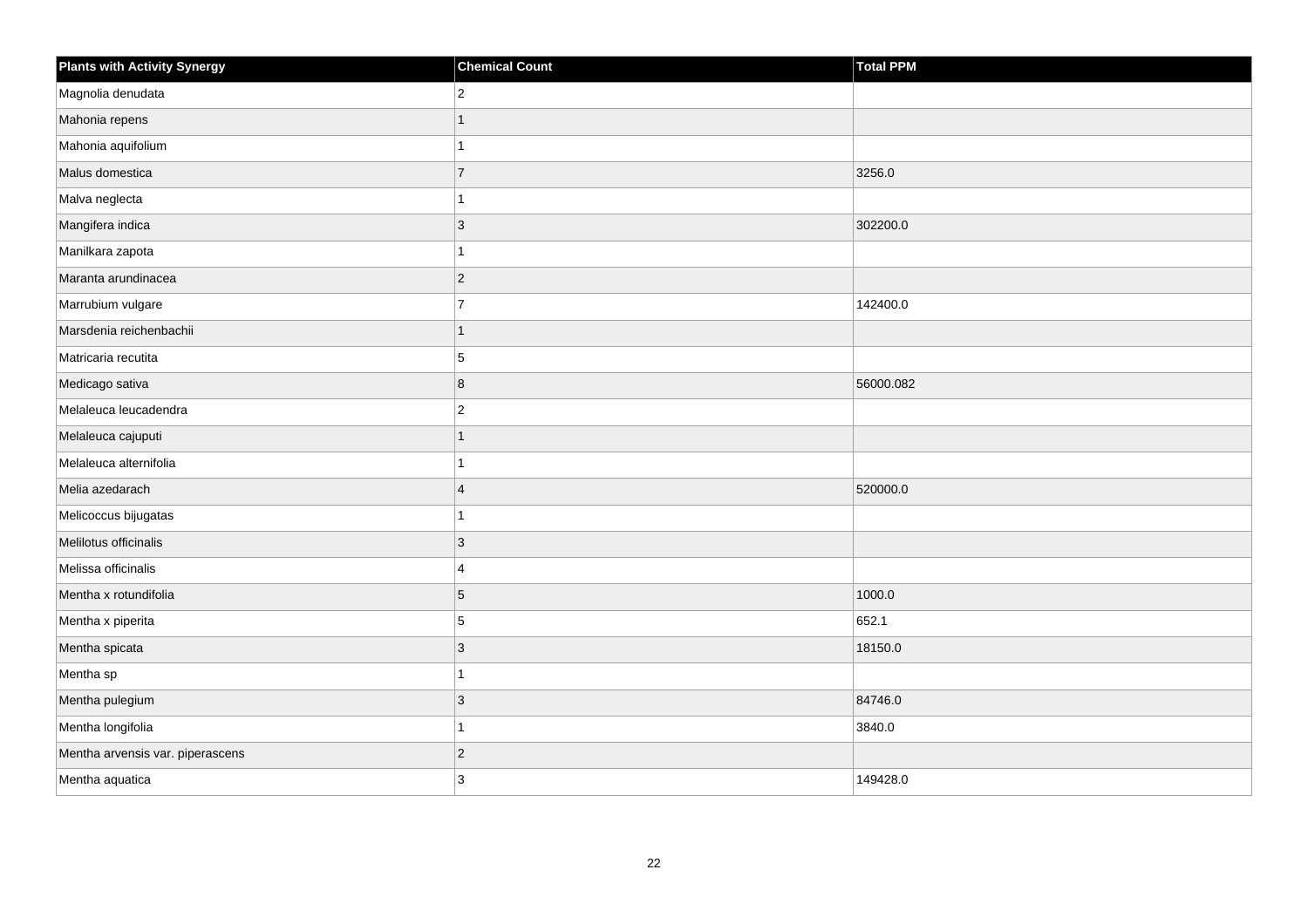| Plants with Activity Synergy | Chemical Count | Total PPM |
| --- | --- | --- |
| Magnolia denudata | 2 | |
| Mahonia repens | 1 | |
| Mahonia aquifolium | 1 | |
| Malus domestica | 7 | 3256.0 |
| Malva neglecta | 1 | |
| Mangifera indica | 3 | 302200.0 |
| Manilkara zapota | 1 | |
| Maranta arundinacea | 2 | |
| Marrubium vulgare | 7 | 142400.0 |
| Marsdenia reichenbachii | 1 | |
| Matricaria recutita | 5 | |
| Medicago sativa | 8 | 56000.082 |
| Melaleuca leucadendra | 2 | |
| Melaleuca cajuputi | 1 | |
| Melaleuca alternifolia | 1 | |
| Melia azedarach | 4 | 520000.0 |
| Melicoccus bijugatas | 1 | |
| Melilotus officinalis | 3 | |
| Melissa officinalis | 4 | |
| Mentha x rotundifolia | 5 | 1000.0 |
| Mentha x piperita | 5 | 652.1 |
| Mentha spicata | 3 | 18150.0 |
| Mentha sp | 1 | |
| Mentha pulegium | 3 | 84746.0 |
| Mentha longifolia | 1 | 3840.0 |
| Mentha arvensis var. piperascens | 2 | |
| Mentha aquatica | 3 | 149428.0 |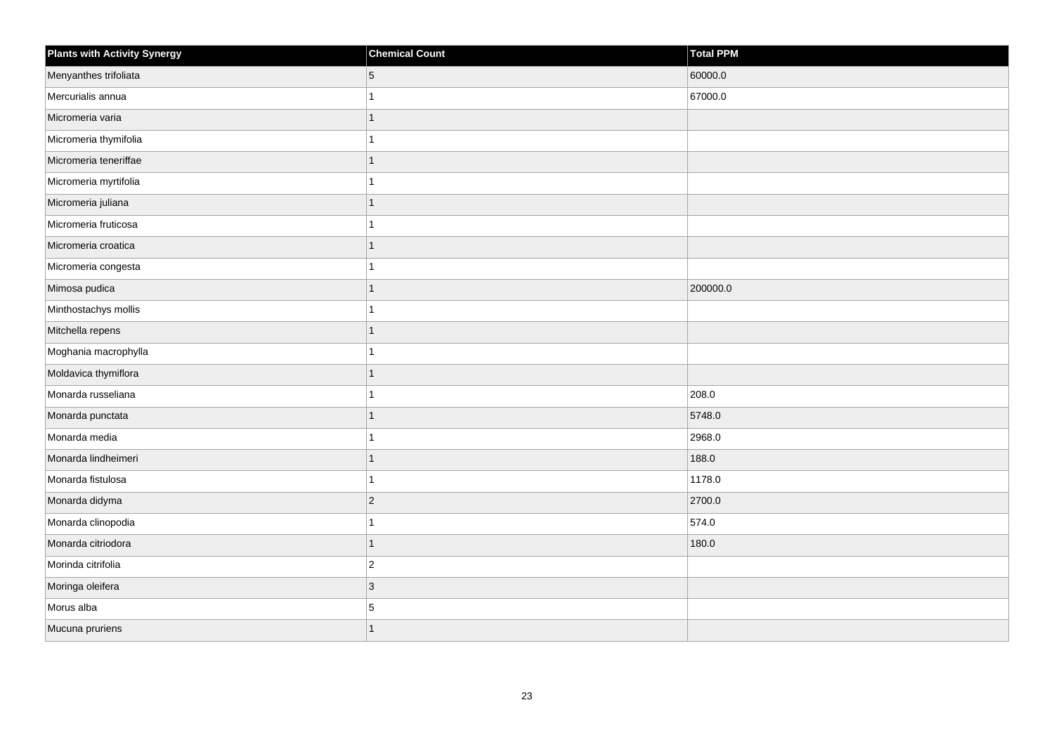| Plants with Activity Synergy | Chemical Count | Total PPM |
| --- | --- | --- |
| Menyanthes trifoliata | 5 | 60000.0 |
| Mercurialis annua | 1 | 67000.0 |
| Micromeria varia | 1 | |
| Micromeria thymifolia | 1 | |
| Micromeria teneriffae | 1 | |
| Micromeria myrtifolia | 1 | |
| Micromeria juliana | 1 | |
| Micromeria fruticosa | 1 | |
| Micromeria croatica | 1 | |
| Micromeria congesta | 1 | |
| Mimosa pudica | 1 | 200000.0 |
| Minthostachys mollis | 1 | |
| Mitchella repens | 1 | |
| Moghania macrophylla | 1 | |
| Moldavica thymiflora | 1 | |
| Monarda russeliana | 1 | 208.0 |
| Monarda punctata | 1 | 5748.0 |
| Monarda media | 1 | 2968.0 |
| Monarda lindheimeri | 1 | 188.0 |
| Monarda fistulosa | 1 | 1178.0 |
| Monarda didyma | 2 | 2700.0 |
| Monarda clinopodia | 1 | 574.0 |
| Monarda citriodora | 1 | 180.0 |
| Morinda citrifolia | 2 | |
| Moringa oleifera | 3 | |
| Morus alba | 5 | |
| Mucuna pruriens | 1 | |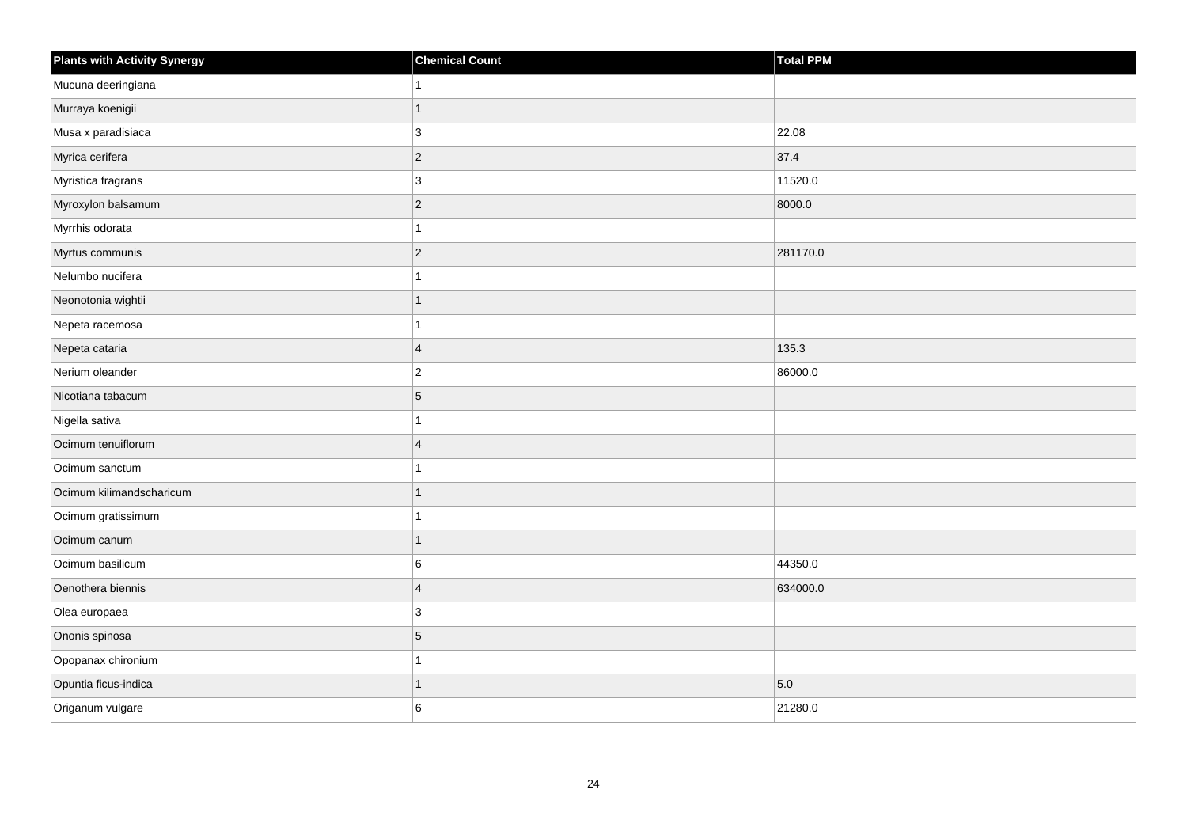| Plants with Activity Synergy | Chemical Count | Total PPM |
| --- | --- | --- |
| Mucuna deeringiana | 1 | |
| Murraya koenigii | 1 | |
| Musa x paradisiaca | 3 | 22.08 |
| Myrica cerifera | 2 | 37.4 |
| Myristica fragrans | 3 | 11520.0 |
| Myroxylon balsamum | 2 | 8000.0 |
| Myrrhis odorata | 1 | |
| Myrtus communis | 2 | 281170.0 |
| Nelumbo nucifera | 1 | |
| Neonotonia wightii | 1 | |
| Nepeta racemosa | 1 | |
| Nepeta cataria | 4 | 135.3 |
| Nerium oleander | 2 | 86000.0 |
| Nicotiana tabacum | 5 | |
| Nigella sativa | 1 | |
| Ocimum tenuiflorum | 4 | |
| Ocimum sanctum | 1 | |
| Ocimum kilimandscharicum | 1 | |
| Ocimum gratissimum | 1 | |
| Ocimum canum | 1 | |
| Ocimum basilicum | 6 | 44350.0 |
| Oenothera biennis | 4 | 634000.0 |
| Olea europaea | 3 | |
| Ononis spinosa | 5 | |
| Opopanax chironium | 1 | |
| Opuntia ficus-indica | 1 | 5.0 |
| Origanum vulgare | 6 | 21280.0 |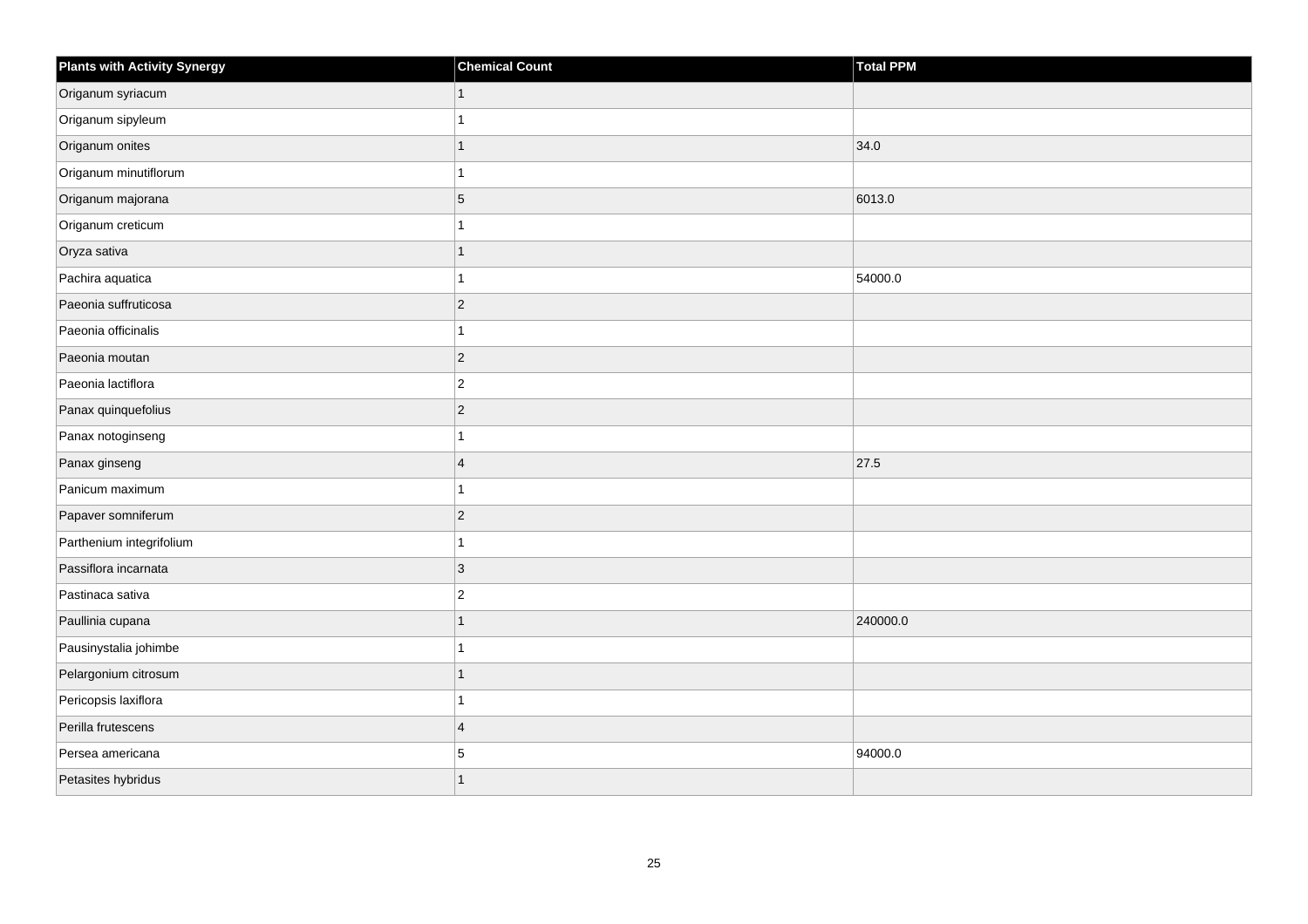| Plants with Activity Synergy | Chemical Count | Total PPM |
|---|---|---|
| Origanum syriacum | 1 | |
| Origanum sipyleum | 1 | |
| Origanum onites | 1 | 34.0 |
| Origanum minutiflorum | 1 | |
| Origanum majorana | 5 | 6013.0 |
| Origanum creticum | 1 | |
| Oryza sativa | 1 | |
| Pachira aquatica | 1 | 54000.0 |
| Paeonia suffruticosa | 2 | |
| Paeonia officinalis | 1 | |
| Paeonia moutan | 2 | |
| Paeonia lactiflora | 2 | |
| Panax quinquefolius | 2 | |
| Panax notoginseng | 1 | |
| Panax ginseng | 4 | 27.5 |
| Panicum maximum | 1 | |
| Papaver somniferum | 2 | |
| Parthenium integrifolium | 1 | |
| Passiflora incarnata | 3 | |
| Pastinaca sativa | 2 | |
| Paullinia cupana | 1 | 240000.0 |
| Pausinystalia johimbe | 1 | |
| Pelargonium citrosum | 1 | |
| Pericopsis laxiflora | 1 | |
| Perilla frutescens | 4 | |
| Persea americana | 5 | 94000.0 |
| Petasites hybridus | 1 | |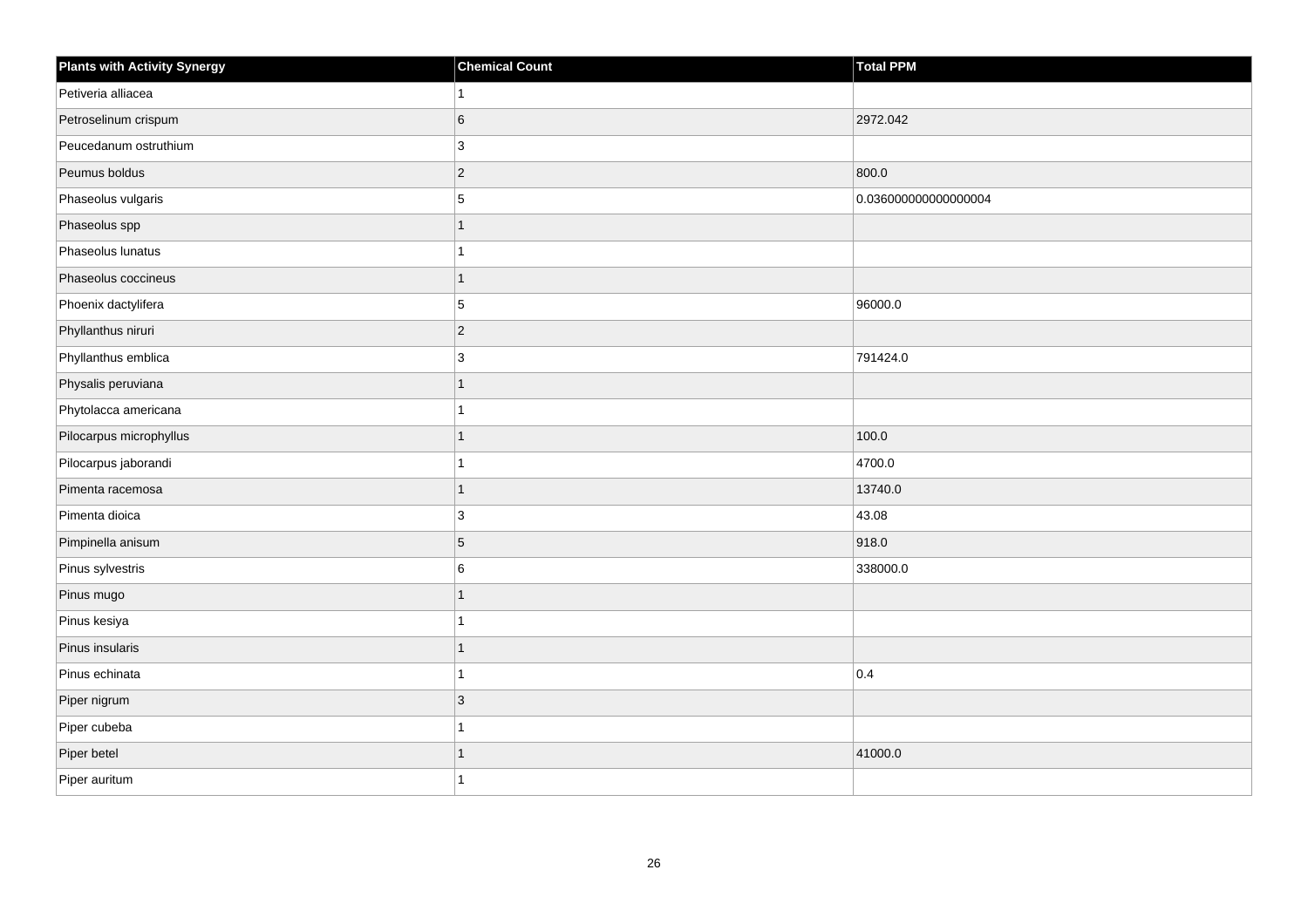| Plants with Activity Synergy | Chemical Count | Total PPM |
|---|---|---|
| Petiveria alliacea | 1 | |
| Petroselinum crispum | 6 | 2972.042 |
| Peucedanum ostruthium | 3 | |
| Peumus boldus | 2 | 800.0 |
| Phaseolus vulgaris | 5 | 0.036000000000000004 |
| Phaseolus spp | 1 | |
| Phaseolus lunatus | 1 | |
| Phaseolus coccineus | 1 | |
| Phoenix dactylifera | 5 | 96000.0 |
| Phyllanthus niruri | 2 | |
| Phyllanthus emblica | 3 | 791424.0 |
| Physalis peruviana | 1 | |
| Phytolacca americana | 1 | |
| Pilocarpus microphyllus | 1 | 100.0 |
| Pilocarpus jaborandi | 1 | 4700.0 |
| Pimenta racemosa | 1 | 13740.0 |
| Pimenta dioica | 3 | 43.08 |
| Pimpinella anisum | 5 | 918.0 |
| Pinus sylvestris | 6 | 338000.0 |
| Pinus mugo | 1 | |
| Pinus kesiya | 1 | |
| Pinus insularis | 1 | |
| Pinus echinata | 1 | 0.4 |
| Piper nigrum | 3 | |
| Piper cubeba | 1 | |
| Piper betel | 1 | 41000.0 |
| Piper auritum | 1 | |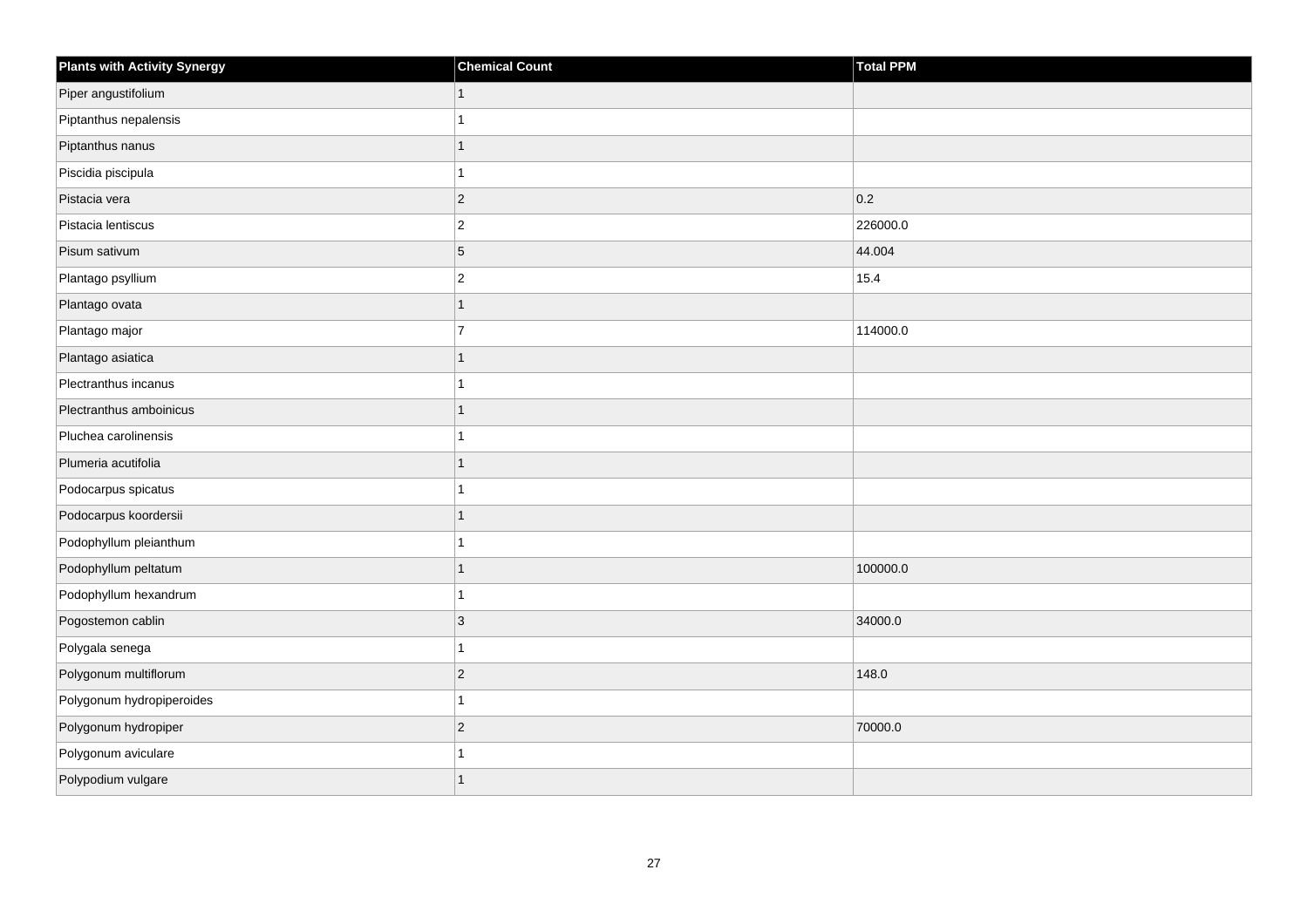| Plants with Activity Synergy | Chemical Count | Total PPM |
| --- | --- | --- |
| Piper angustifolium | 1 | |
| Piptanthus nepalensis | 1 | |
| Piptanthus nanus | 1 | |
| Piscidia piscipula | 1 | |
| Pistacia vera | 2 | 0.2 |
| Pistacia lentiscus | 2 | 226000.0 |
| Pisum sativum | 5 | 44.004 |
| Plantago psyllium | 2 | 15.4 |
| Plantago ovata | 1 | |
| Plantago major | 7 | 114000.0 |
| Plantago asiatica | 1 | |
| Plectranthus incanus | 1 | |
| Plectranthus amboinicus | 1 | |
| Pluchea carolinensis | 1 | |
| Plumeria acutifolia | 1 | |
| Podocarpus spicatus | 1 | |
| Podocarpus koordersii | 1 | |
| Podophyllum pleianthum | 1 | |
| Podophyllum peltatum | 1 | 100000.0 |
| Podophyllum hexandrum | 1 | |
| Pogostemon cablin | 3 | 34000.0 |
| Polygala senega | 1 | |
| Polygonum multiflorum | 2 | 148.0 |
| Polygonum hydropiperoides | 1 | |
| Polygonum hydropiper | 2 | 70000.0 |
| Polygonum aviculare | 1 | |
| Polypodium vulgare | 1 | |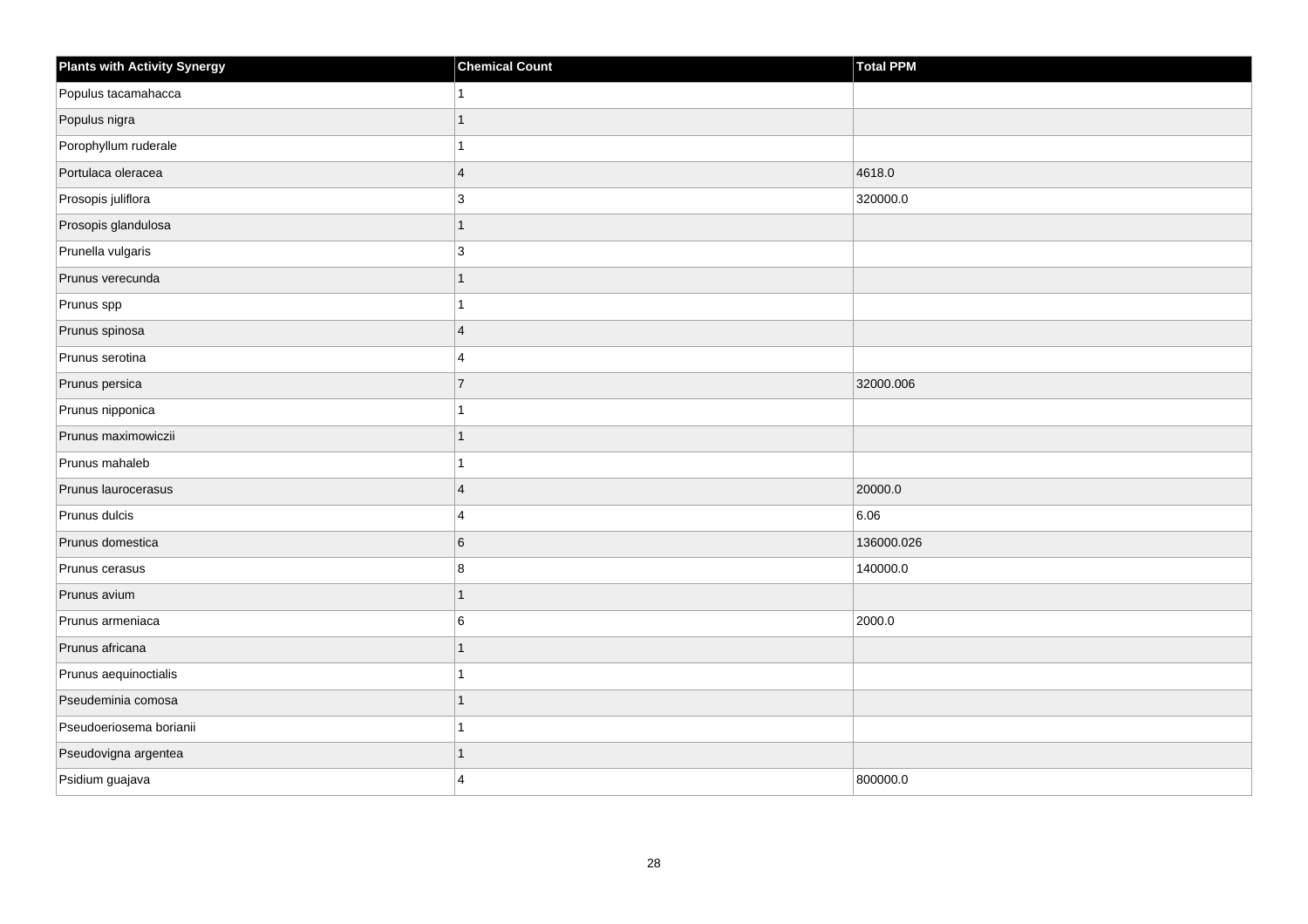| Plants with Activity Synergy | Chemical Count | Total PPM |
| --- | --- | --- |
| Populus tacamahacca | 1 | |
| Populus nigra | 1 | |
| Porophyllum ruderale | 1 | |
| Portulaca oleracea | 4 | 4618.0 |
| Prosopis juliflora | 3 | 320000.0 |
| Prosopis glandulosa | 1 | |
| Prunella vulgaris | 3 | |
| Prunus verecunda | 1 | |
| Prunus spp | 1 | |
| Prunus spinosa | 4 | |
| Prunus serotina | 4 | |
| Prunus persica | 7 | 32000.006 |
| Prunus nipponica | 1 | |
| Prunus maximowiczii | 1 | |
| Prunus mahaleb | 1 | |
| Prunus laurocerasus | 4 | 20000.0 |
| Prunus dulcis | 4 | 6.06 |
| Prunus domestica | 6 | 136000.026 |
| Prunus cerasus | 8 | 140000.0 |
| Prunus avium | 1 | |
| Prunus armeniaca | 6 | 2000.0 |
| Prunus africana | 1 | |
| Prunus aequinoctialis | 1 | |
| Pseudeminia comosa | 1 | |
| Pseudoeriosema borianii | 1 | |
| Pseudovigna argentea | 1 | |
| Psidium guajava | 4 | 800000.0 |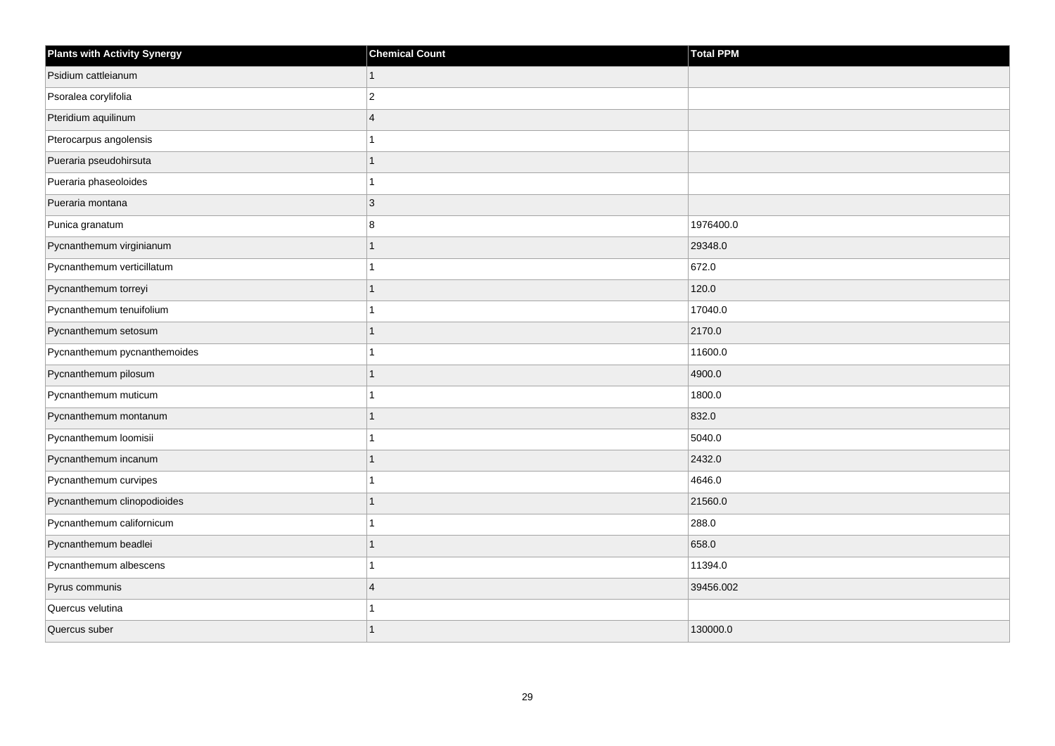| Plants with Activity Synergy | Chemical Count | Total PPM |
| --- | --- | --- |
| Psidium cattleianum | 1 | |
| Psoralea corylifolia | 2 | |
| Pteridium aquilinum | 4 | |
| Pterocarpus angolensis | 1 | |
| Pueraria pseudohirsuta | 1 | |
| Pueraria phaseoloides | 1 | |
| Pueraria montana | 3 | |
| Punica granatum | 8 | 1976400.0 |
| Pycnanthemum virginianum | 1 | 29348.0 |
| Pycnanthemum verticillatum | 1 | 672.0 |
| Pycnanthemum torreyi | 1 | 120.0 |
| Pycnanthemum tenuifolium | 1 | 17040.0 |
| Pycnanthemum setosum | 1 | 2170.0 |
| Pycnanthemum pycnanthemoides | 1 | 11600.0 |
| Pycnanthemum pilosum | 1 | 4900.0 |
| Pycnanthemum muticum | 1 | 1800.0 |
| Pycnanthemum montanum | 1 | 832.0 |
| Pycnanthemum loomisii | 1 | 5040.0 |
| Pycnanthemum incanum | 1 | 2432.0 |
| Pycnanthemum curvipes | 1 | 4646.0 |
| Pycnanthemum clinopodioides | 1 | 21560.0 |
| Pycnanthemum californicum | 1 | 288.0 |
| Pycnanthemum beadlei | 1 | 658.0 |
| Pycnanthemum albescens | 1 | 11394.0 |
| Pyrus communis | 4 | 39456.002 |
| Quercus velutina | 1 | |
| Quercus suber | 1 | 130000.0 |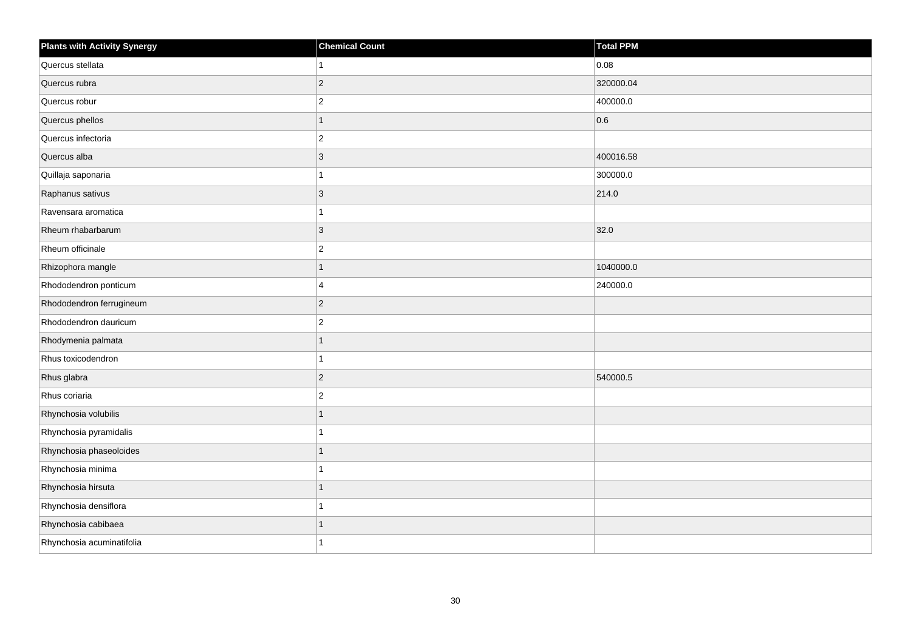| Plants with Activity Synergy | Chemical Count | Total PPM |
| --- | --- | --- |
| Quercus stellata | 1 | 0.08 |
| Quercus rubra | 2 | 320000.04 |
| Quercus robur | 2 | 400000.0 |
| Quercus phellos | 1 | 0.6 |
| Quercus infectoria | 2 | |
| Quercus alba | 3 | 400016.58 |
| Quillaja saponaria | 1 | 300000.0 |
| Raphanus sativus | 3 | 214.0 |
| Ravensara aromatica | 1 | |
| Rheum rhabarbarum | 3 | 32.0 |
| Rheum officinale | 2 | |
| Rhizophora mangle | 1 | 1040000.0 |
| Rhododendron ponticum | 4 | 240000.0 |
| Rhododendron ferrugineum | 2 | |
| Rhododendron dauricum | 2 | |
| Rhodymenia palmata | 1 | |
| Rhus toxicodendron | 1 | |
| Rhus glabra | 2 | 540000.5 |
| Rhus coriaria | 2 | |
| Rhynchosia volubilis | 1 | |
| Rhynchosia pyramidalis | 1 | |
| Rhynchosia phaseoloides | 1 | |
| Rhynchosia minima | 1 | |
| Rhynchosia hirsuta | 1 | |
| Rhynchosia densiflora | 1 | |
| Rhynchosia cabibaea | 1 | |
| Rhynchosia acuminatifolia | 1 | |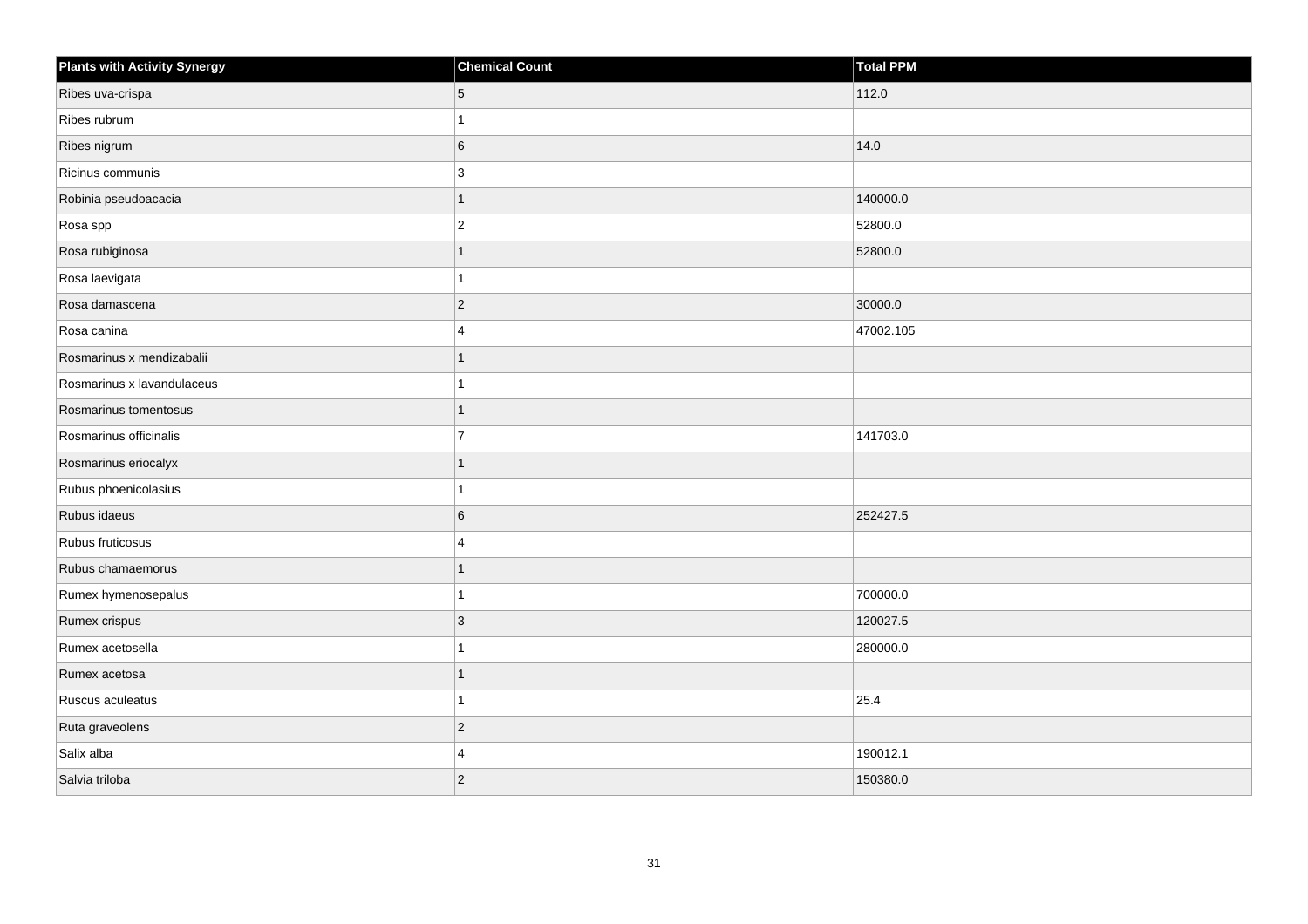| Plants with Activity Synergy | Chemical Count | Total PPM |
|---|---|---|
| Ribes uva-crispa | 5 | 112.0 |
| Ribes rubrum | 1 | |
| Ribes nigrum | 6 | 14.0 |
| Ricinus communis | 3 | |
| Robinia pseudoacacia | 1 | 140000.0 |
| Rosa spp | 2 | 52800.0 |
| Rosa rubiginosa | 1 | 52800.0 |
| Rosa laevigata | 1 | |
| Rosa damascena | 2 | 30000.0 |
| Rosa canina | 4 | 47002.105 |
| Rosmarinus x mendizabalii | 1 | |
| Rosmarinus x lavandulaceus | 1 | |
| Rosmarinus tomentosus | 1 | |
| Rosmarinus officinalis | 7 | 141703.0 |
| Rosmarinus eriocalyx | 1 | |
| Rubus phoenicolasius | 1 | |
| Rubus idaeus | 6 | 252427.5 |
| Rubus fruticosus | 4 | |
| Rubus chamaemorus | 1 | |
| Rumex hymenosepalus | 1 | 700000.0 |
| Rumex crispus | 3 | 120027.5 |
| Rumex acetosella | 1 | 280000.0 |
| Rumex acetosa | 1 | |
| Ruscus aculeatus | 1 | 25.4 |
| Ruta graveolens | 2 | |
| Salix alba | 4 | 190012.1 |
| Salvia triloba | 2 | 150380.0 |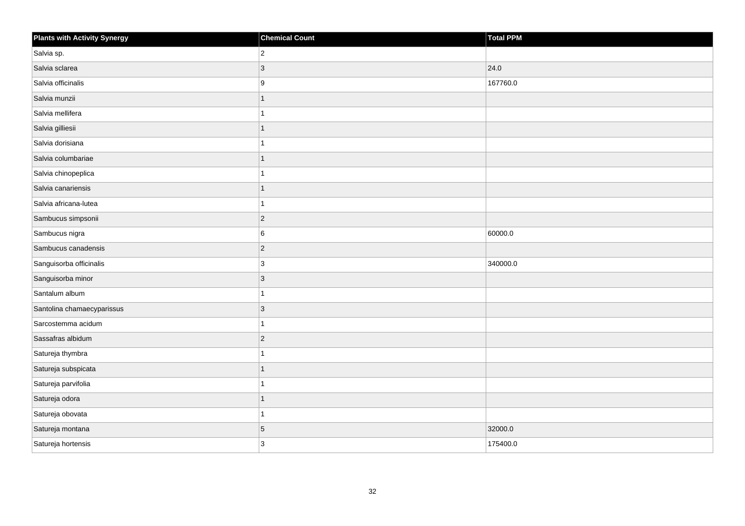| Plants with Activity Synergy | Chemical Count | Total PPM |
| --- | --- | --- |
| Salvia sp. | 2 | |
| Salvia sclarea | 3 | 24.0 |
| Salvia officinalis | 9 | 167760.0 |
| Salvia munzii | 1 | |
| Salvia mellifera | 1 | |
| Salvia gilliesii | 1 | |
| Salvia dorisiana | 1 | |
| Salvia columbariae | 1 | |
| Salvia chinopeplica | 1 | |
| Salvia canariensis | 1 | |
| Salvia africana-lutea | 1 | |
| Sambucus simpsonii | 2 | |
| Sambucus nigra | 6 | 60000.0 |
| Sambucus canadensis | 2 | |
| Sanguisorba officinalis | 3 | 340000.0 |
| Sanguisorba minor | 3 | |
| Santalum album | 1 | |
| Santolina chamaecyparissus | 3 | |
| Sarcostemma acidum | 1 | |
| Sassafras albidum | 2 | |
| Satureja thymbra | 1 | |
| Satureja subspicata | 1 | |
| Satureja parvifolia | 1 | |
| Satureja odora | 1 | |
| Satureja obovata | 1 | |
| Satureja montana | 5 | 32000.0 |
| Satureja hortensis | 3 | 175400.0 |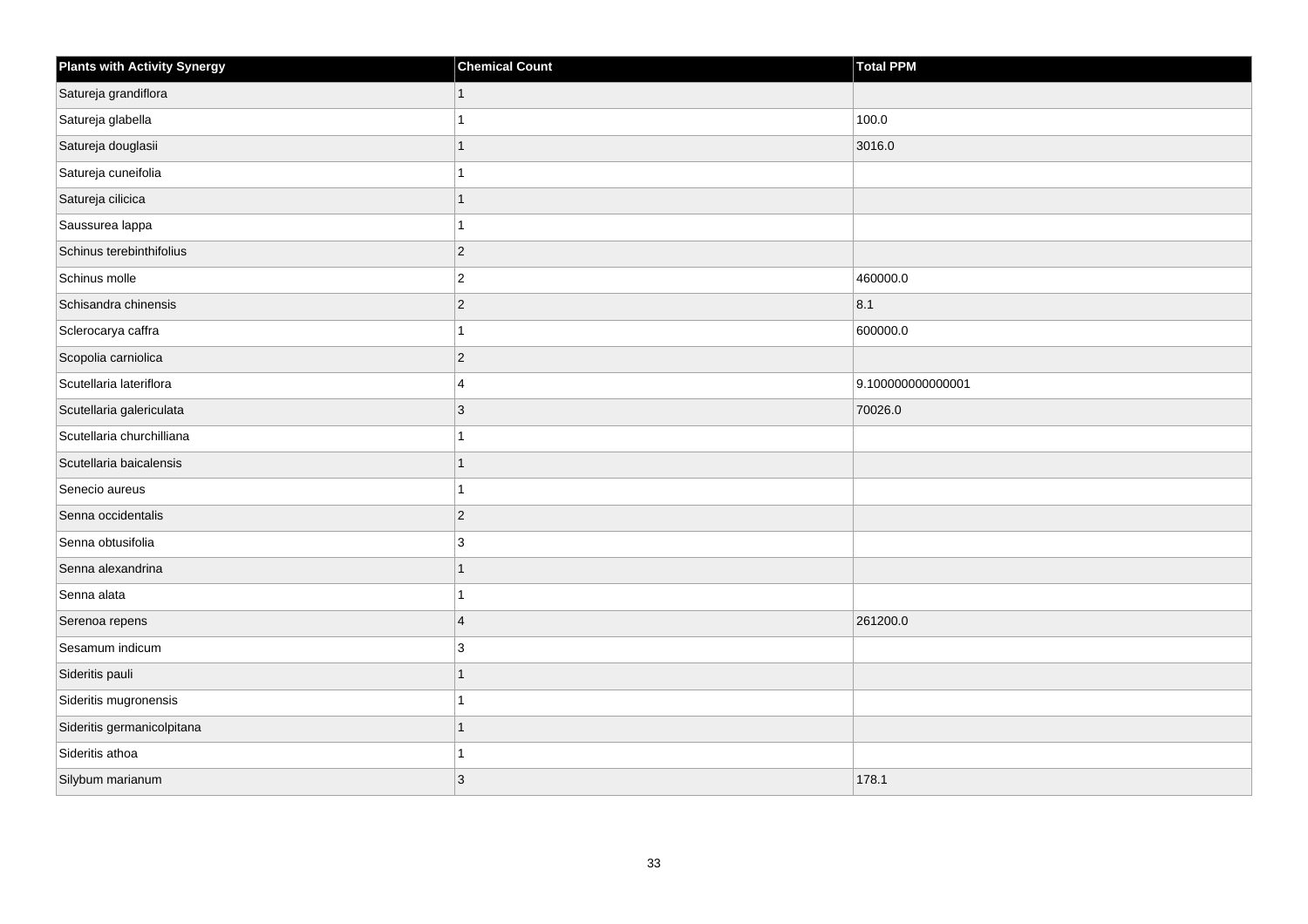| Plants with Activity Synergy | Chemical Count | Total PPM |
| --- | --- | --- |
| Satureja grandiflora | 1 | |
| Satureja glabella | 1 | 100.0 |
| Satureja douglasii | 1 | 3016.0 |
| Satureja cuneifolia | 1 | |
| Satureja cilicica | 1 | |
| Saussurea lappa | 1 | |
| Schinus terebinthifolius | 2 | |
| Schinus molle | 2 | 460000.0 |
| Schisandra chinensis | 2 | 8.1 |
| Sclerocarya caffra | 1 | 600000.0 |
| Scopolia carniolica | 2 | |
| Scutellaria lateriflora | 4 | 9.100000000000001 |
| Scutellaria galericulata | 3 | 70026.0 |
| Scutellaria churchilliana | 1 | |
| Scutellaria baicalensis | 1 | |
| Senecio aureus | 1 | |
| Senna occidentalis | 2 | |
| Senna obtusifolia | 3 | |
| Senna alexandrina | 1 | |
| Senna alata | 1 | |
| Serenoa repens | 4 | 261200.0 |
| Sesamum indicum | 3 | |
| Sideritis pauli | 1 | |
| Sideritis mugronensis | 1 | |
| Sideritis germanicolpitana | 1 | |
| Sideritis athoa | 1 | |
| Silybum marianum | 3 | 178.1 |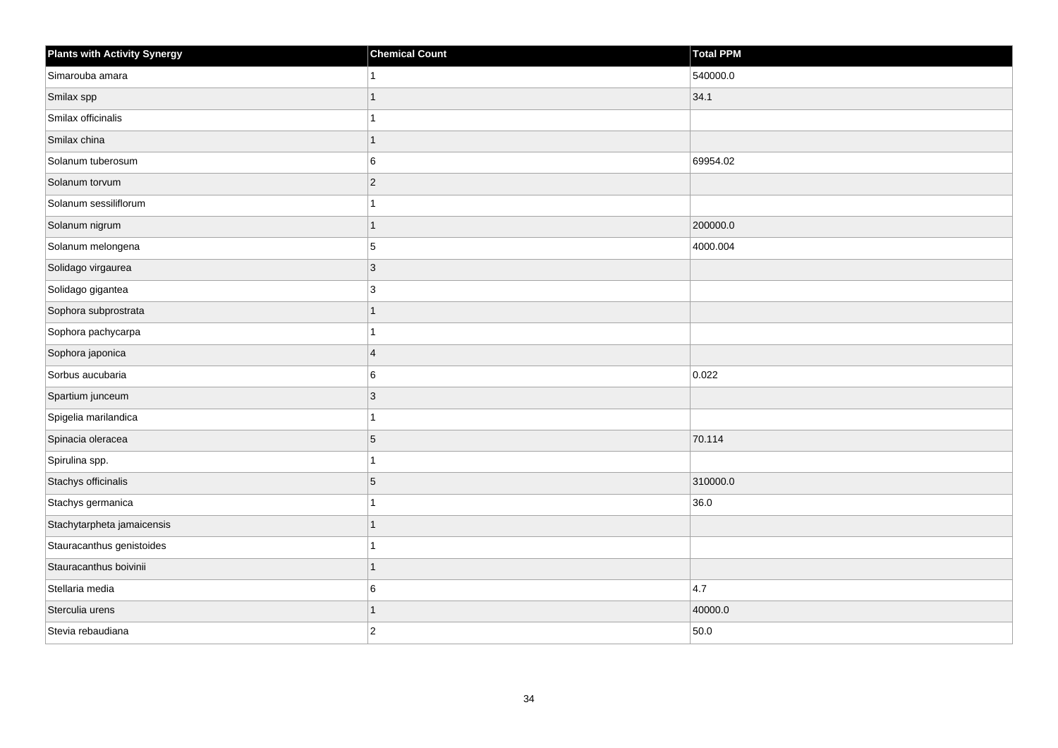| Plants with Activity Synergy | Chemical Count | Total PPM |
| --- | --- | --- |
| Simarouba amara | 1 | 540000.0 |
| Smilax spp | 1 | 34.1 |
| Smilax officinalis | 1 | |
| Smilax china | 1 | |
| Solanum tuberosum | 6 | 69954.02 |
| Solanum torvum | 2 | |
| Solanum sessiliflorum | 1 | |
| Solanum nigrum | 1 | 200000.0 |
| Solanum melongena | 5 | 4000.004 |
| Solidago virgaurea | 3 | |
| Solidago gigantea | 3 | |
| Sophora subprostrata | 1 | |
| Sophora pachycarpa | 1 | |
| Sophora japonica | 4 | |
| Sorbus aucubaria | 6 | 0.022 |
| Spartium junceum | 3 | |
| Spigelia marilandica | 1 | |
| Spinacia oleracea | 5 | 70.114 |
| Spirulina spp. | 1 | |
| Stachys officinalis | 5 | 310000.0 |
| Stachys germanica | 1 | 36.0 |
| Stachytarpheta jamaicensis | 1 | |
| Stauracanthus genistoides | 1 | |
| Stauracanthus boivinii | 1 | |
| Stellaria media | 6 | 4.7 |
| Sterculia urens | 1 | 40000.0 |
| Stevia rebaudiana | 2 | 50.0 |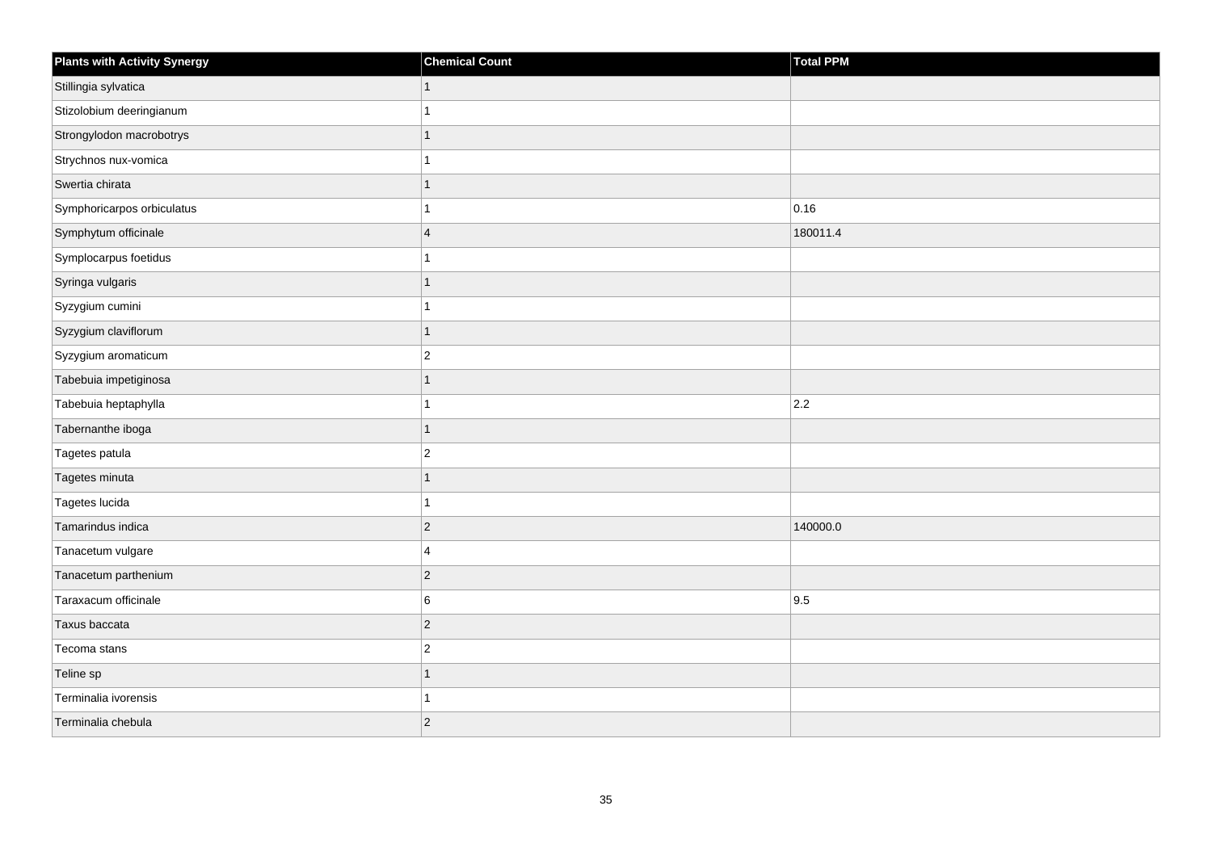| Plants with Activity Synergy | Chemical Count | Total PPM |
| --- | --- | --- |
| Stillingia sylvatica | 1 | |
| Stizolobium deeringianum | 1 | |
| Strongylodon macrobotrys | 1 | |
| Strychnos nux-vomica | 1 | |
| Swertia chirata | 1 | |
| Symphoricarpos orbiculatus | 1 | 0.16 |
| Symphytum officinale | 4 | 180011.4 |
| Symplocarpus foetidus | 1 | |
| Syringa vulgaris | 1 | |
| Syzygium cumini | 1 | |
| Syzygium claviflorum | 1 | |
| Syzygium aromaticum | 2 | |
| Tabebuia impetiginosa | 1 | |
| Tabebuia heptaphylla | 1 | 2.2 |
| Tabernanthe iboga | 1 | |
| Tagetes patula | 2 | |
| Tagetes minuta | 1 | |
| Tagetes lucida | 1 | |
| Tamarindus indica | 2 | 140000.0 |
| Tanacetum vulgare | 4 | |
| Tanacetum parthenium | 2 | |
| Taraxacum officinale | 6 | 9.5 |
| Taxus baccata | 2 | |
| Tecoma stans | 2 | |
| Teline sp | 1 | |
| Terminalia ivorensis | 1 | |
| Terminalia chebula | 2 | |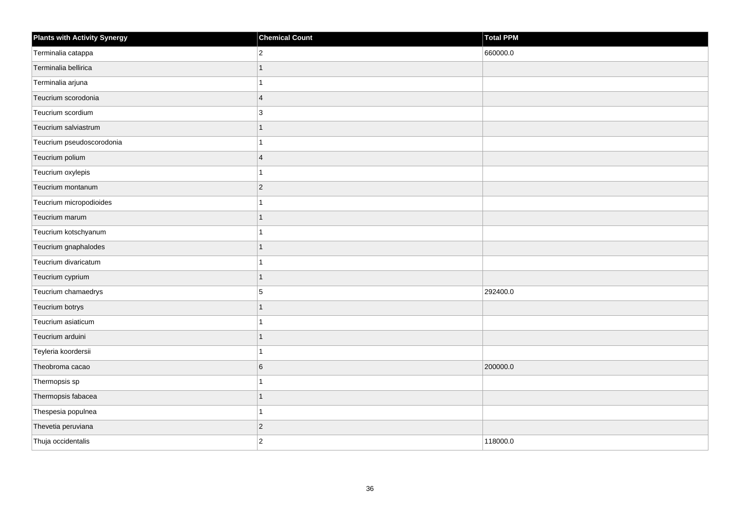| Plants with Activity Synergy | Chemical Count | Total PPM |
| --- | --- | --- |
| Terminalia catappa | 2 | 660000.0 |
| Terminalia bellirica | 1 | |
| Terminalia arjuna | 1 | |
| Teucrium scorodonia | 4 | |
| Teucrium scordium | 3 | |
| Teucrium salviastrum | 1 | |
| Teucrium pseudoscorodonia | 1 | |
| Teucrium polium | 4 | |
| Teucrium oxylepis | 1 | |
| Teucrium montanum | 2 | |
| Teucrium micropodioides | 1 | |
| Teucrium marum | 1 | |
| Teucrium kotschyanum | 1 | |
| Teucrium gnaphalodes | 1 | |
| Teucrium divaricatum | 1 | |
| Teucrium cyprium | 1 | |
| Teucrium chamaedrys | 5 | 292400.0 |
| Teucrium botrys | 1 | |
| Teucrium asiaticum | 1 | |
| Teucrium arduini | 1 | |
| Teyleria koordersii | 1 | |
| Theobroma cacao | 6 | 200000.0 |
| Thermopsis sp | 1 | |
| Thermopsis fabacea | 1 | |
| Thespesia populnea | 1 | |
| Thevetia peruviana | 2 | |
| Thuja occidentalis | 2 | 118000.0 |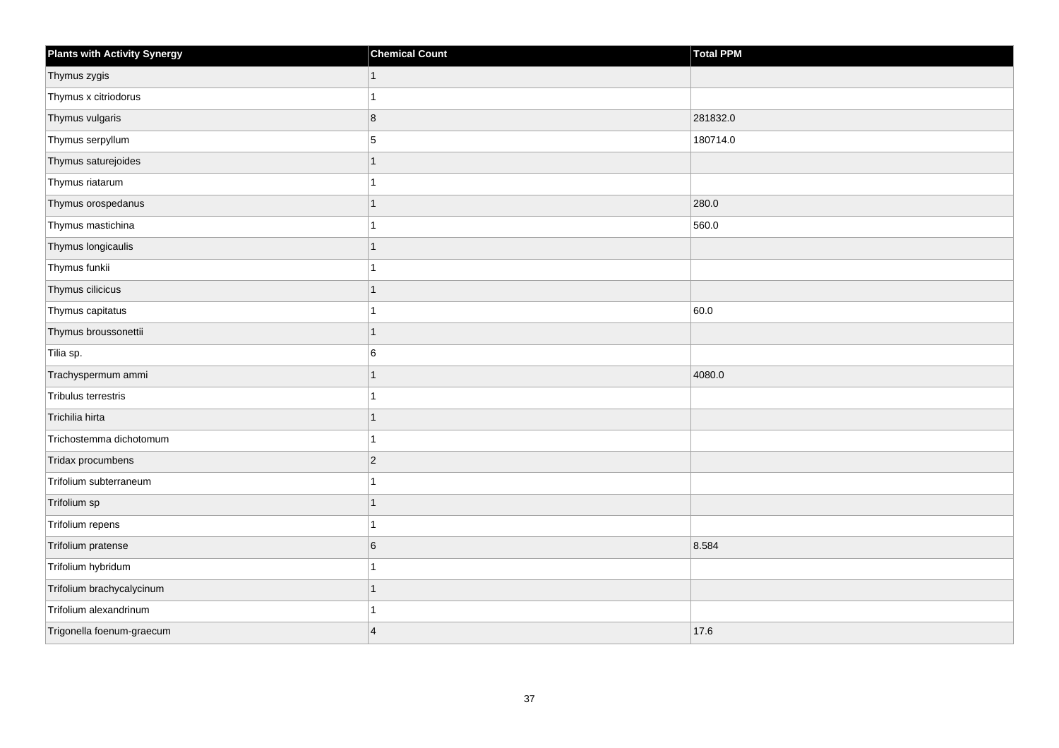| Plants with Activity Synergy | Chemical Count | Total PPM |
| --- | --- | --- |
| Thymus zygis | 1 | |
| Thymus x citriodorus | 1 | |
| Thymus vulgaris | 8 | 281832.0 |
| Thymus serpyllum | 5 | 180714.0 |
| Thymus saturejoides | 1 | |
| Thymus riatarum | 1 | |
| Thymus orospedanus | 1 | 280.0 |
| Thymus mastichina | 1 | 560.0 |
| Thymus longicaulis | 1 | |
| Thymus funkii | 1 | |
| Thymus cilicicus | 1 | |
| Thymus capitatus | 1 | 60.0 |
| Thymus broussonettii | 1 | |
| Tilia sp. | 6 | |
| Trachyspermum ammi | 1 | 4080.0 |
| Tribulus terrestris | 1 | |
| Trichilia hirta | 1 | |
| Trichostemma dichotomum | 1 | |
| Tridax procumbens | 2 | |
| Trifolium subterraneum | 1 | |
| Trifolium sp | 1 | |
| Trifolium repens | 1 | |
| Trifolium pratense | 6 | 8.584 |
| Trifolium hybridum | 1 | |
| Trifolium brachycalycinum | 1 | |
| Trifolium alexandrinum | 1 | |
| Trigonella foenum-graecum | 4 | 17.6 |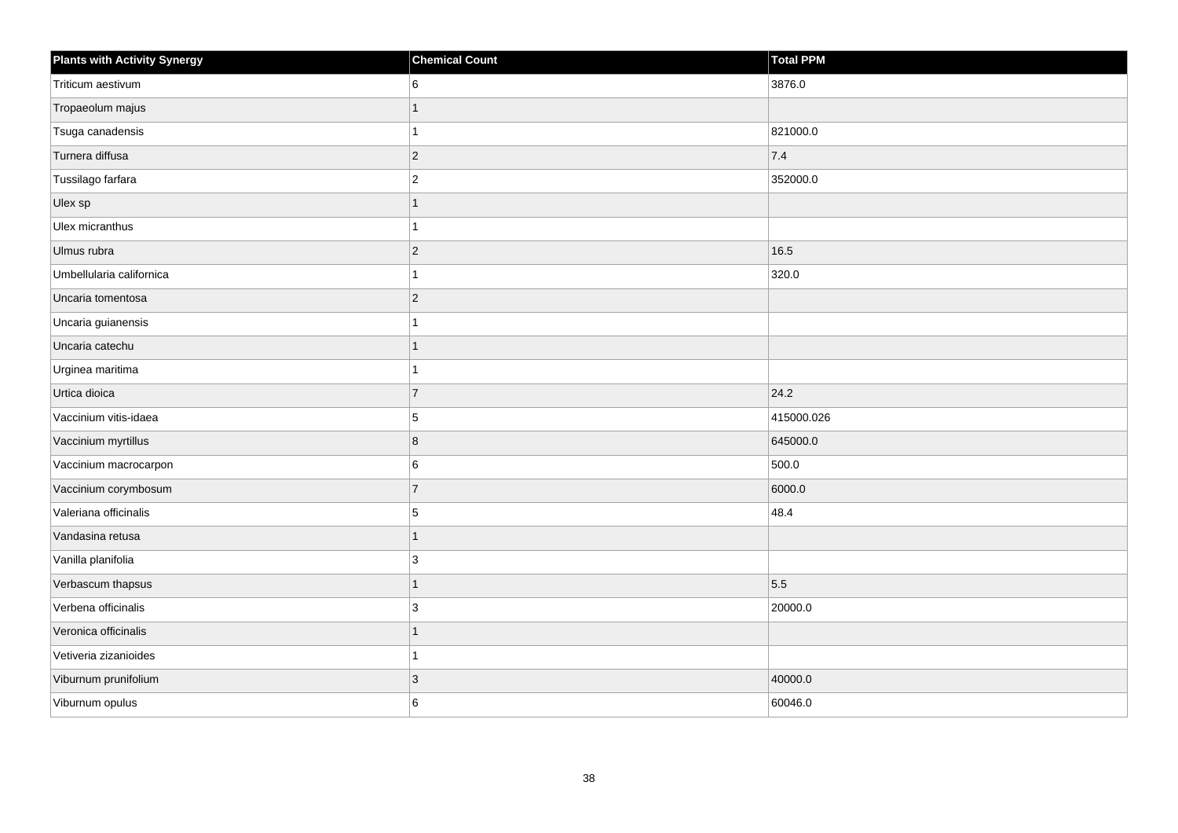| Plants with Activity Synergy | Chemical Count | Total PPM |
| --- | --- | --- |
| Triticum aestivum | 6 | 3876.0 |
| Tropaeolum majus | 1 | |
| Tsuga canadensis | 1 | 821000.0 |
| Turnera diffusa | 2 | 7.4 |
| Tussilago farfara | 2 | 352000.0 |
| Ulex sp | 1 | |
| Ulex micranthus | 1 | |
| Ulmus rubra | 2 | 16.5 |
| Umbellularia californica | 1 | 320.0 |
| Uncaria tomentosa | 2 | |
| Uncaria guianensis | 1 | |
| Uncaria catechu | 1 | |
| Urginea maritima | 1 | |
| Urtica dioica | 7 | 24.2 |
| Vaccinium vitis-idaea | 5 | 415000.026 |
| Vaccinium myrtillus | 8 | 645000.0 |
| Vaccinium macrocarpon | 6 | 500.0 |
| Vaccinium corymbosum | 7 | 6000.0 |
| Valeriana officinalis | 5 | 48.4 |
| Vandasina retusa | 1 | |
| Vanilla planifolia | 3 | |
| Verbascum thapsus | 1 | 5.5 |
| Verbena officinalis | 3 | 20000.0 |
| Veronica officinalis | 1 | |
| Vetiveria zizanioides | 1 | |
| Viburnum prunifolium | 3 | 40000.0 |
| Viburnum opulus | 6 | 60046.0 |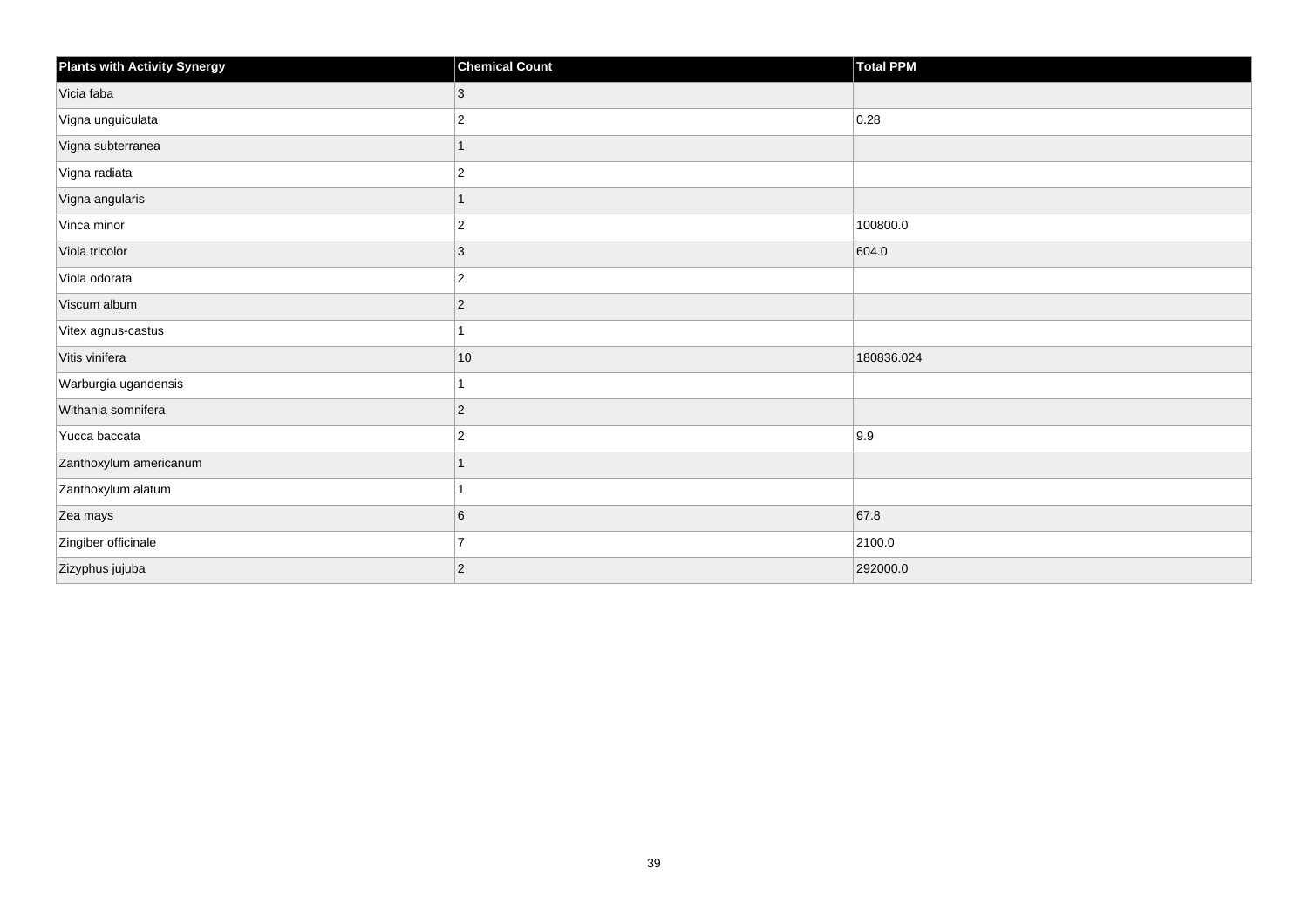| Plants with Activity Synergy | Chemical Count | Total PPM |
| --- | --- | --- |
| Vicia faba | 3 | |
| Vigna unguiculata | 2 | 0.28 |
| Vigna subterranea | 1 | |
| Vigna radiata | 2 | |
| Vigna angularis | 1 | |
| Vinca minor | 2 | 100800.0 |
| Viola tricolor | 3 | 604.0 |
| Viola odorata | 2 | |
| Viscum album | 2 | |
| Vitex agnus-castus | 1 | |
| Vitis vinifera | 10 | 180836.024 |
| Warburgia ugandensis | 1 | |
| Withania somnifera | 2 | |
| Yucca baccata | 2 | 9.9 |
| Zanthoxylum americanum | 1 | |
| Zanthoxylum alatum | 1 | |
| Zea mays | 6 | 67.8 |
| Zingiber officinale | 7 | 2100.0 |
| Zizyphus jujuba | 2 | 292000.0 |